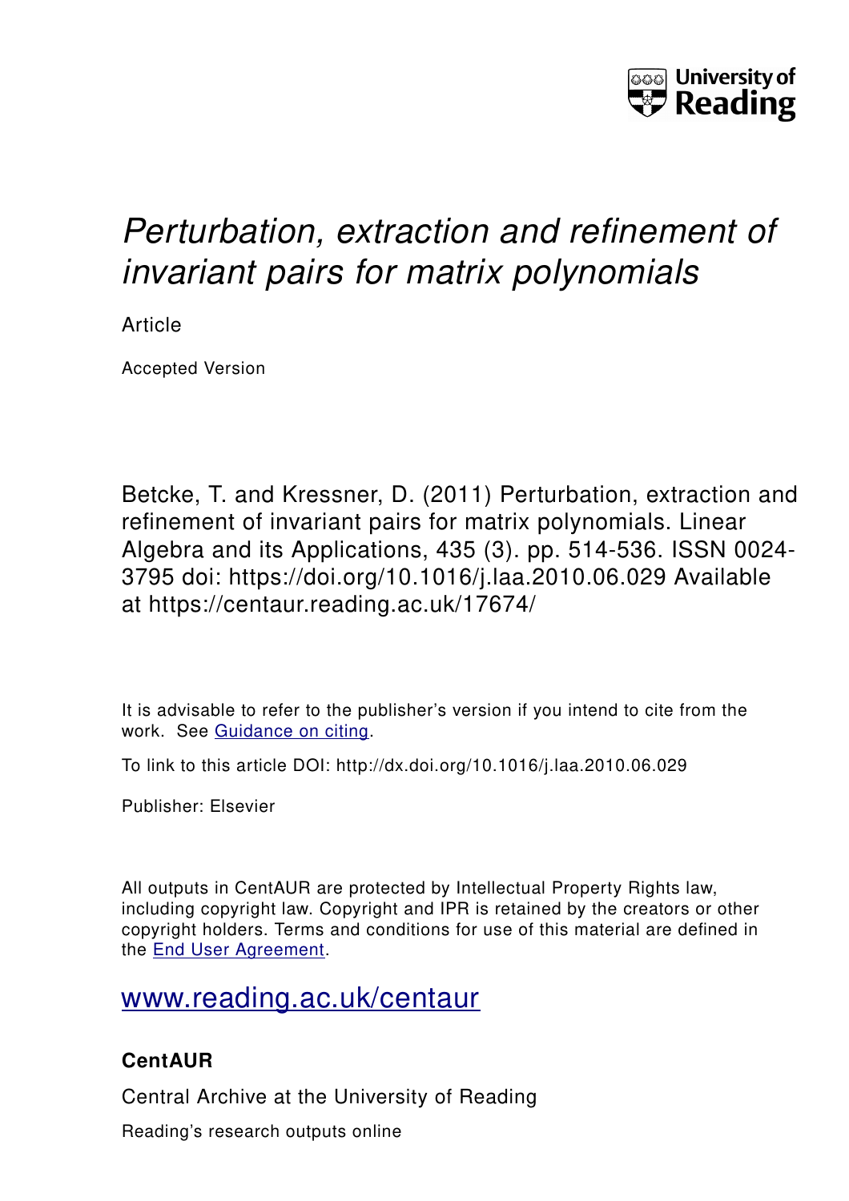University of Reading

# *Perturbation, extraction and refinement of invariant pairs for matrix polynomials*

Article

Accepted Version

Betcke, T. and Kressner, D. (2011) Perturbation, extraction and refinement of invariant pairs for matrix polynomials. Linear Algebra and its Applications, 435 (3). pp. 514-536. ISSN 0024-3795 doi: https://doi.org/10.1016/j.laa.2010.06.029 Available at https://centaur.reading.ac.uk/17674/

It is advisable to refer to the publisher's version if you intend to cite from the work. See Guidance on citing.

To link to this article DOI: http://dx.doi.org/10.1016/j.laa.2010.06.029

Publisher: Elsevier

All outputs in CentAUR are protected by Intellectual Property Rights law, including copyright law. Copyright and IPR is retained by the creators or other copyright holders. Terms and conditions for use of this material are defined in the End User Agreement.

www.reading.ac.uk/centaur

## CentAUR

Central Archive at the University of Reading

Reading's research outputs online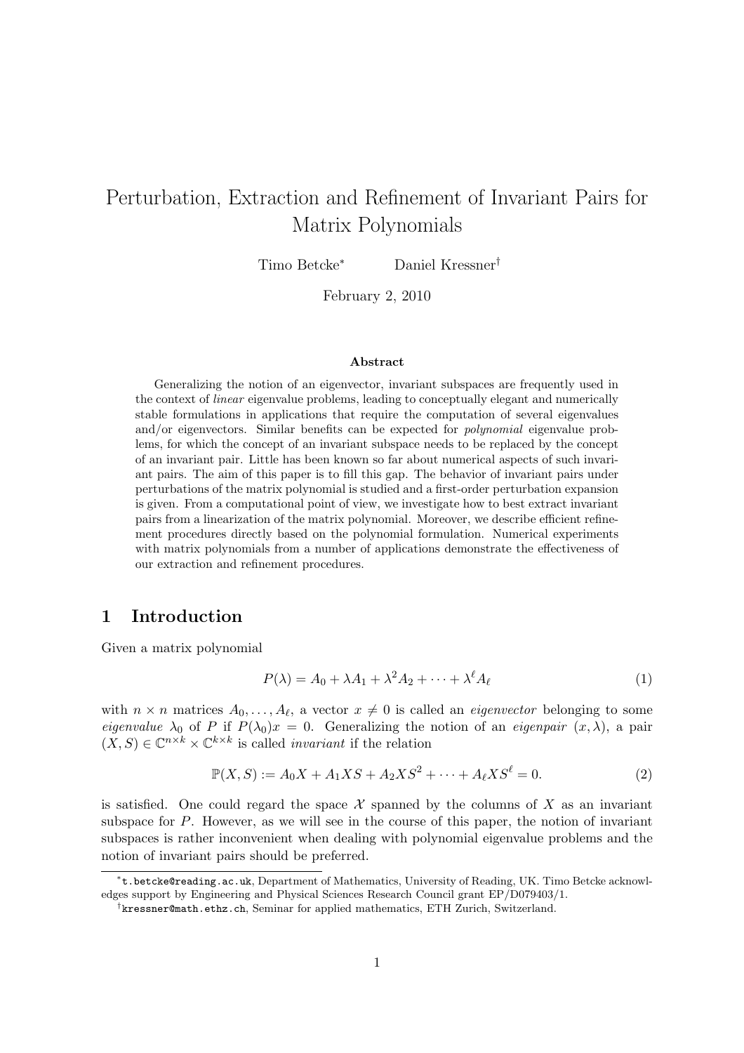# Perturbation, Extraction and Refinement of Invariant Pairs for Matrix Polynomials

Timo Betcke[*] Daniel Kressner[†]

February 2, 2010

### Abstract

Generalizing the notion of an eigenvector, invariant subspaces are frequently used in the context of *linear* eigenvalue problems, leading to conceptually elegant and numerically stable formulations in applications that require the computation of several eigenvalues and/or eigenvectors. Similar benefits can be expected for *polynomial* eigenvalue problems, for which the concept of an invariant subspace needs to be replaced by the concept of an invariant pair. Little has been known so far about numerical aspects of such invariant pairs. The aim of this paper is to fill this gap. The behavior of invariant pairs under perturbations of the matrix polynomial is studied and a first-order perturbation expansion is given. From a computational point of view, we investigate how to best extract invariant pairs from a linearization of the matrix polynomial. Moreover, we describe efficient refinement procedures directly based on the polynomial formulation. Numerical experiments with matrix polynomials from a number of applications demonstrate the effectiveness of our extraction and refinement procedures.

## 1 Introduction

Given a matrix polynomial

$$P(\lambda) = A_0 + \lambda A_1 + \lambda^2 A_2 + \cdots + \lambda^\ell A_\ell \tag{1}$$

with $n \times n$ matrices $A_0, \ldots, A_\ell$, a vector $x \neq 0$ is called an *eigenvector* belonging to some *eigenvalue* $\lambda_0$ of $P$ if $P(\lambda_0)x = 0$. Generalizing the notion of an *eigenpair* $(x, \lambda)$, a pair $(X, S) \in \mathbb{C}^{n \times k} \times \mathbb{C}^{k \times k}$ is called *invariant* if the relation

$$\mathbb{P}(X, S) := A_0 X + A_1 X S + A_2 X S^2 + \cdots + A_\ell X S^\ell = 0. \tag{2}$$

is satisfied. One could regard the space $\mathcal{X}$ spanned by the columns of $X$ as an invariant subspace for $P$. However, as we will see in the course of this paper, the notion of invariant subspaces is rather inconvenient when dealing with polynomial eigenvalue problems and the notion of invariant pairs should be preferred.

---

[*] t.betcke@reading.ac.uk, Department of Mathematics, University of Reading, UK. Timo Betcke acknowledges support by Engineering and Physical Sciences Research Council grant EP/D079403/1.

[†] kressner@math.ethz.ch, Seminar for applied mathematics, ETH Zurich, Switzerland.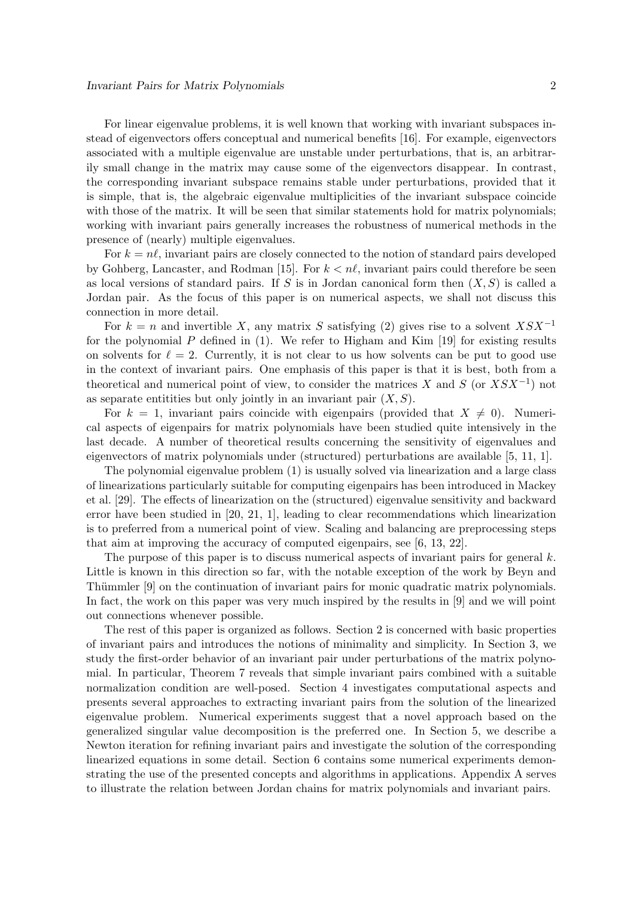For linear eigenvalue problems, it is well known that working with invariant subspaces instead of eigenvectors offers conceptual and numerical benefits [16]. For example, eigenvectors associated with a multiple eigenvalue are unstable under perturbations, that is, an arbitrarily small change in the matrix may cause some of the eigenvectors disappear. In contrast, the corresponding invariant subspace remains stable under perturbations, provided that it is simple, that is, the algebraic eigenvalue multiplicities of the invariant subspace coincide with those of the matrix. It will be seen that similar statements hold for matrix polynomials; working with invariant pairs generally increases the robustness of numerical methods in the presence of (nearly) multiple eigenvalues.

For $k = n\ell$, invariant pairs are closely connected to the notion of standard pairs developed by Gohberg, Lancaster, and Rodman [15]. For $k < n\ell$, invariant pairs could therefore be seen as local versions of standard pairs. If $S$ is in Jordan canonical form then $(X, S)$ is called a Jordan pair. As the focus of this paper is on numerical aspects, we shall not discuss this connection in more detail.

For $k = n$ and invertible $X$, any matrix $S$ satisfying (2) gives rise to a solvent $XSX^{-1}$ for the polynomial $P$ defined in (1). We refer to Higham and Kim [19] for existing results on solvents for $\ell = 2$. Currently, it is not clear to us how solvents can be put to good use in the context of invariant pairs. One emphasis of this paper is that it is best, both from a theoretical and numerical point of view, to consider the matrices $X$ and $S$ (or $XSX^{-1}$) not as separate entitities but only jointly in an invariant pair $(X, S)$.

For $k = 1$, invariant pairs coincide with eigenpairs (provided that $X \neq 0$). Numerical aspects of eigenpairs for matrix polynomials have been studied quite intensively in the last decade. A number of theoretical results concerning the sensitivity of eigenvalues and eigenvectors of matrix polynomials under (structured) perturbations are available [5, 11, 1].

The polynomial eigenvalue problem (1) is usually solved via linearization and a large class of linearizations particularly suitable for computing eigenpairs has been introduced in Mackey et al. [29]. The effects of linearization on the (structured) eigenvalue sensitivity and backward error have been studied in [20, 21, 1], leading to clear recommendations which linearization is to preferred from a numerical point of view. Scaling and balancing are preprocessing steps that aim at improving the accuracy of computed eigenpairs, see [6, 13, 22].

The purpose of this paper is to discuss numerical aspects of invariant pairs for general $k$. Little is known in this direction so far, with the notable exception of the work by Beyn and Thümmler [9] on the continuation of invariant pairs for monic quadratic matrix polynomials. In fact, the work on this paper was very much inspired by the results in [9] and we will point out connections whenever possible.

The rest of this paper is organized as follows. Section 2 is concerned with basic properties of invariant pairs and introduces the notions of minimality and simplicity. In Section 3, we study the first-order behavior of an invariant pair under perturbations of the matrix polynomial. In particular, Theorem 7 reveals that simple invariant pairs combined with a suitable normalization condition are well-posed. Section 4 investigates computational aspects and presents several approaches to extracting invariant pairs from the solution of the linearized eigenvalue problem. Numerical experiments suggest that a novel approach based on the generalized singular value decomposition is the preferred one. In Section 5, we describe a Newton iteration for refining invariant pairs and investigate the solution of the corresponding linearized equations in some detail. Section 6 contains some numerical experiments demonstrating the use of the presented concepts and algorithms in applications. Appendix A serves to illustrate the relation between Jordan chains for matrix polynomials and invariant pairs.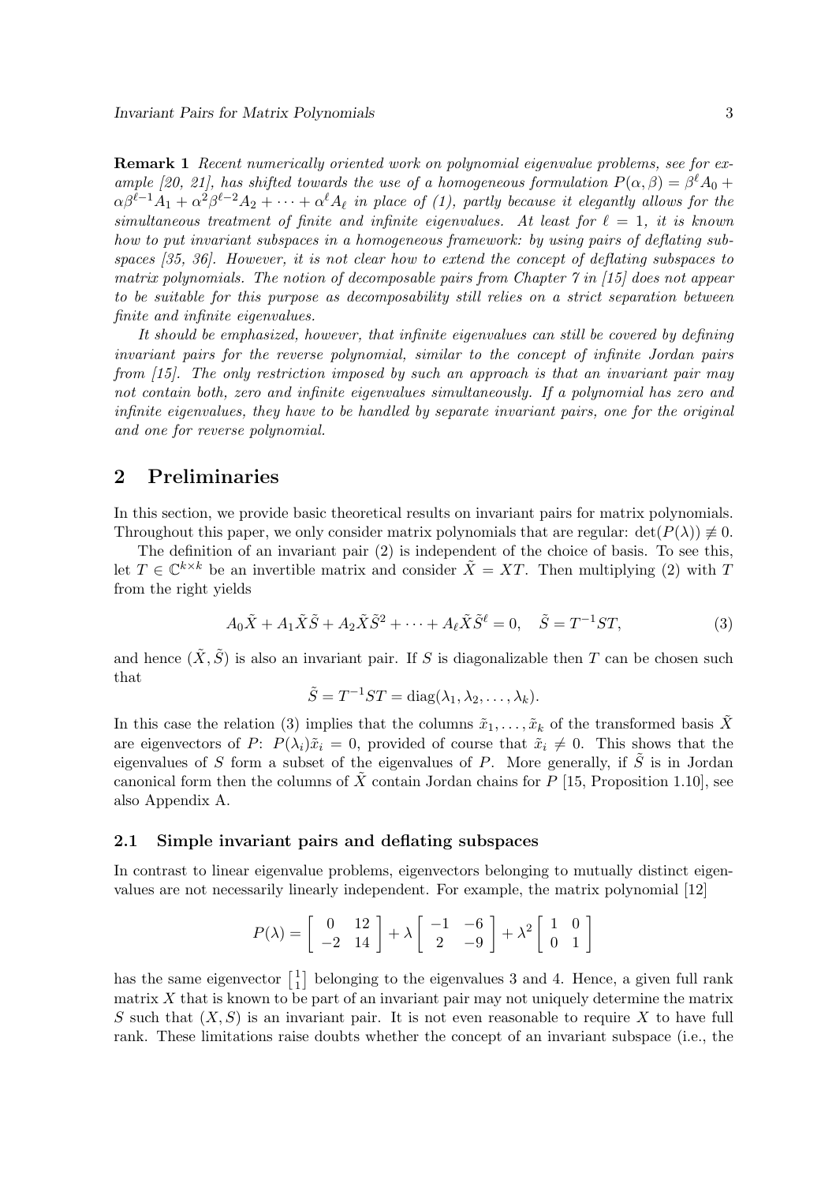**Remark 1** *Recent numerically oriented work on polynomial eigenvalue problems, see for example [20, 21], has shifted towards the use of a homogeneous formulation $P(\alpha,\beta) = \beta^\ell A_0 + \alpha\beta^{\ell-1}A_1 + \alpha^2\beta^{\ell-2}A_2 + \cdots + \alpha^\ell A_\ell$ in place of (1), partly because it elegantly allows for the simultaneous treatment of finite and infinite eigenvalues. At least for $\ell = 1$, it is known how to put invariant subspaces in a homogeneous framework: by using pairs of deflating subspaces [35, 36]. However, it is not clear how to extend the concept of deflating subspaces to matrix polynomials. The notion of decomposable pairs from Chapter 7 in [15] does not appear to be suitable for this purpose as decomposability still relies on a strict separation between finite and infinite eigenvalues.*

*It should be emphasized, however, that infinite eigenvalues can still be covered by defining invariant pairs for the reverse polynomial, similar to the concept of infinite Jordan pairs from [15]. The only restriction imposed by such an approach is that an invariant pair may not contain both, zero and infinite eigenvalues simultaneously. If a polynomial has zero and infinite eigenvalues, they have to be handled by separate invariant pairs, one for the original and one for reverse polynomial.*

## 2 Preliminaries

In this section, we provide basic theoretical results on invariant pairs for matrix polynomials. Throughout this paper, we only consider matrix polynomials that are regular: $\det(P(\lambda)) \not\equiv 0$.

The definition of an invariant pair (2) is independent of the choice of basis. To see this, let $T \in \mathbb{C}^{k\times k}$ be an invertible matrix and consider $\tilde{X} = XT$. Then multiplying (2) with $T$ from the right yields

$$A_0\tilde{X} + A_1\tilde{X}\tilde{S} + A_2\tilde{X}\tilde{S}^2 + \cdots + A_\ell\tilde{X}\tilde{S}^\ell = 0, \quad \tilde{S} = T^{-1}ST, \tag{3}$$

and hence $(\tilde{X}, \tilde{S})$ is also an invariant pair. If $S$ is diagonalizable then $T$ can be chosen such that

$$\tilde{S} = T^{-1}ST = \operatorname{diag}(\lambda_1, \lambda_2, \ldots, \lambda_k).$$

In this case the relation (3) implies that the columns $\tilde{x}_1, \ldots, \tilde{x}_k$ of the transformed basis $\tilde{X}$ are eigenvectors of $P$: $P(\lambda_i)\tilde{x}_i = 0$, provided of course that $\tilde{x}_i \neq 0$. This shows that the eigenvalues of $S$ form a subset of the eigenvalues of $P$. More generally, if $\tilde{S}$ is in Jordan canonical form then the columns of $\tilde{X}$ contain Jordan chains for $P$ [15, Proposition 1.10], see also Appendix A.

### 2.1 Simple invariant pairs and deflating subspaces

In contrast to linear eigenvalue problems, eigenvectors belonging to mutually distinct eigenvalues are not necessarily linearly independent. For example, the matrix polynomial [12]

$$P(\lambda) = \begin{bmatrix} 0 & 12 \\ -2 & 14 \end{bmatrix} + \lambda \begin{bmatrix} -1 & -6 \\ 2 & -9 \end{bmatrix} + \lambda^2 \begin{bmatrix} 1 & 0 \\ 0 & 1 \end{bmatrix}$$

has the same eigenvector $\left[\begin{smallmatrix} 1 \\ 1 \end{smallmatrix}\right]$ belonging to the eigenvalues 3 and 4. Hence, a given full rank matrix $X$ that is known to be part of an invariant pair may not uniquely determine the matrix $S$ such that $(X, S)$ is an invariant pair. It is not even reasonable to require $X$ to have full rank. These limitations raise doubts whether the concept of an invariant subspace (i.e., the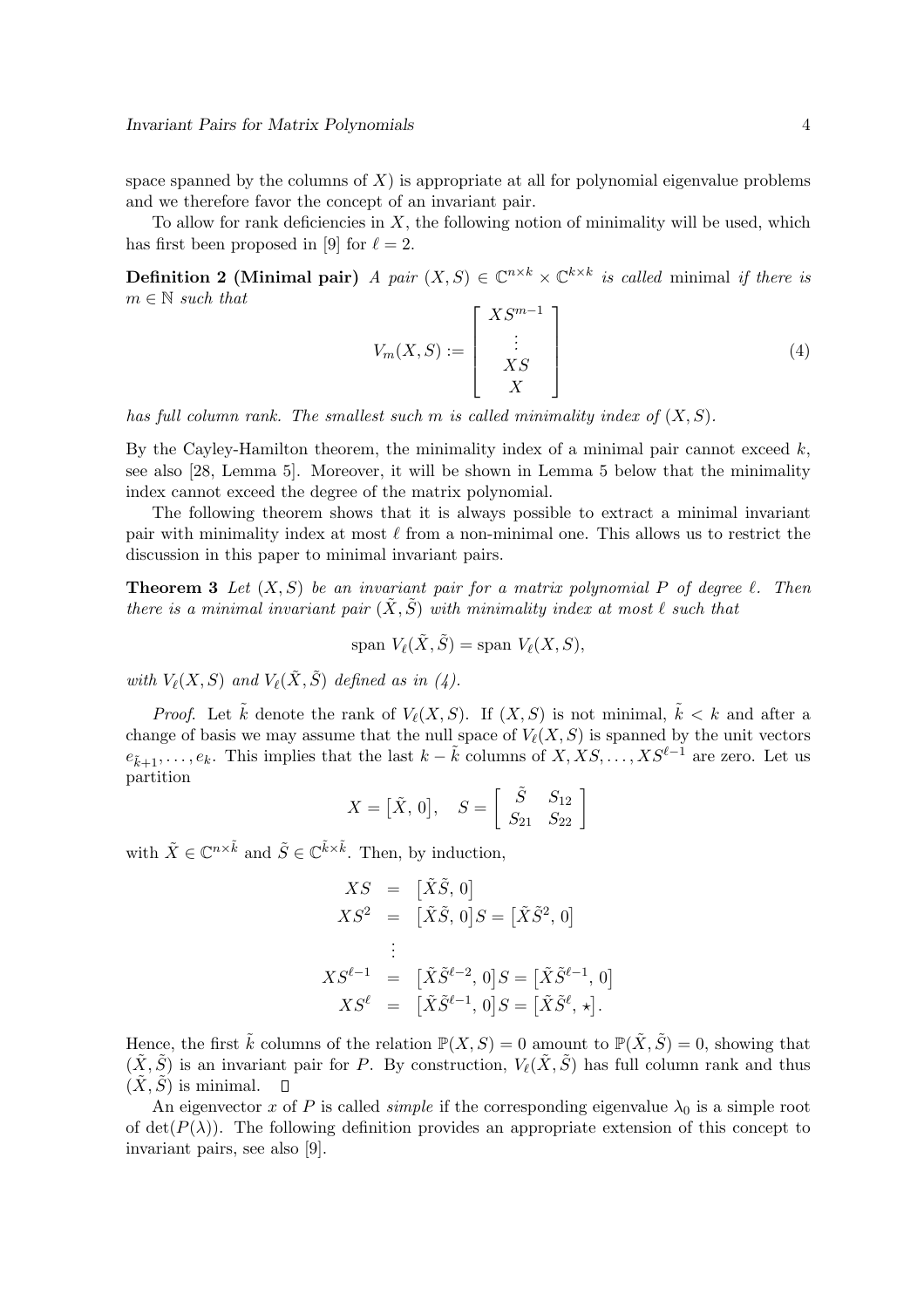space spanned by the columns of $X$) is appropriate at all for polynomial eigenvalue problems and we therefore favor the concept of an invariant pair.

To allow for rank deficiencies in $X$, the following notion of minimality will be used, which has first been proposed in [9] for $\ell = 2$.

**Definition 2 (Minimal pair)** *A pair* $(X, S) \in \mathbb{C}^{n\times k} \times \mathbb{C}^{k\times k}$ *is called* minimal *if there is* $m \in \mathbb{N}$ *such that*

$$V_m(X,S) := \begin{bmatrix} XS^{m-1} \\ \vdots \\ XS \\ X \end{bmatrix} \tag{4}$$

*has full column rank. The smallest such $m$ is called minimality index of* $(X, S)$.

By the Cayley-Hamilton theorem, the minimality index of a minimal pair cannot exceed $k$, see also [28, Lemma 5]. Moreover, it will be shown in Lemma 5 below that the minimality index cannot exceed the degree of the matrix polynomial.

The following theorem shows that it is always possible to extract a minimal invariant pair with minimality index at most $\ell$ from a non-minimal one. This allows us to restrict the discussion in this paper to minimal invariant pairs.

**Theorem 3** *Let* $(X, S)$ *be an invariant pair for a matrix polynomial* $P$ *of degree* $\ell$*. Then there is a minimal invariant pair* $(\tilde{X}, \tilde{S})$ *with minimality index at most* $\ell$ *such that*

$$\text{span } V_\ell(\tilde{X}, \tilde{S}) = \text{span } V_\ell(X, S),$$

*with* $V_\ell(X, S)$ *and* $V_\ell(\tilde{X}, \tilde{S})$ *defined as in (4).*

*Proof.* Let $\tilde{k}$ denote the rank of $V_\ell(X, S)$. If $(X, S)$ is not minimal, $\tilde{k} < k$ and after a change of basis we may assume that the null space of $V_\ell(X, S)$ is spanned by the unit vectors $e_{\tilde{k}+1}, \dots, e_k$. This implies that the last $k - \tilde{k}$ columns of $X, XS, \dots, XS^{\ell-1}$ are zero. Let us partition

$$X = \big[\tilde{X},\, 0\big], \quad S = \begin{bmatrix} \tilde{S} & S_{12} \\ S_{21} & S_{22} \end{bmatrix}$$

with $\tilde{X} \in \mathbb{C}^{n\times\tilde{k}}$ and $\tilde{S} \in \mathbb{C}^{\tilde{k}\times\tilde{k}}$. Then, by induction,

$$\begin{aligned}
XS &= \big[\tilde{X}\tilde{S},\, 0\big] \\
XS^2 &= \big[\tilde{X}\tilde{S},\, 0\big]S = \big[\tilde{X}\tilde{S}^2,\, 0\big] \\
&\;\;\vdots \\
XS^{\ell-1} &= \big[\tilde{X}\tilde{S}^{\ell-2},\, 0\big]S = \big[\tilde{X}\tilde{S}^{\ell-1},\, 0\big] \\
XS^{\ell} &= \big[\tilde{X}\tilde{S}^{\ell-1},\, 0\big]S = \big[\tilde{X}\tilde{S}^{\ell},\, \star\big].
\end{aligned}$$

Hence, the first $\tilde{k}$ columns of the relation $\mathbb{P}(X, S) = 0$ amount to $\mathbb{P}(\tilde{X}, \tilde{S}) = 0$, showing that $(\tilde{X}, \tilde{S})$ is an invariant pair for $P$. By construction, $V_\ell(\tilde{X}, \tilde{S})$ has full column rank and thus $(\tilde{X}, \tilde{S})$ is minimal. $\square$

An eigenvector $x$ of $P$ is called *simple* if the corresponding eigenvalue $\lambda_0$ is a simple root of $\det(P(\lambda))$. The following definition provides an appropriate extension of this concept to invariant pairs, see also [9].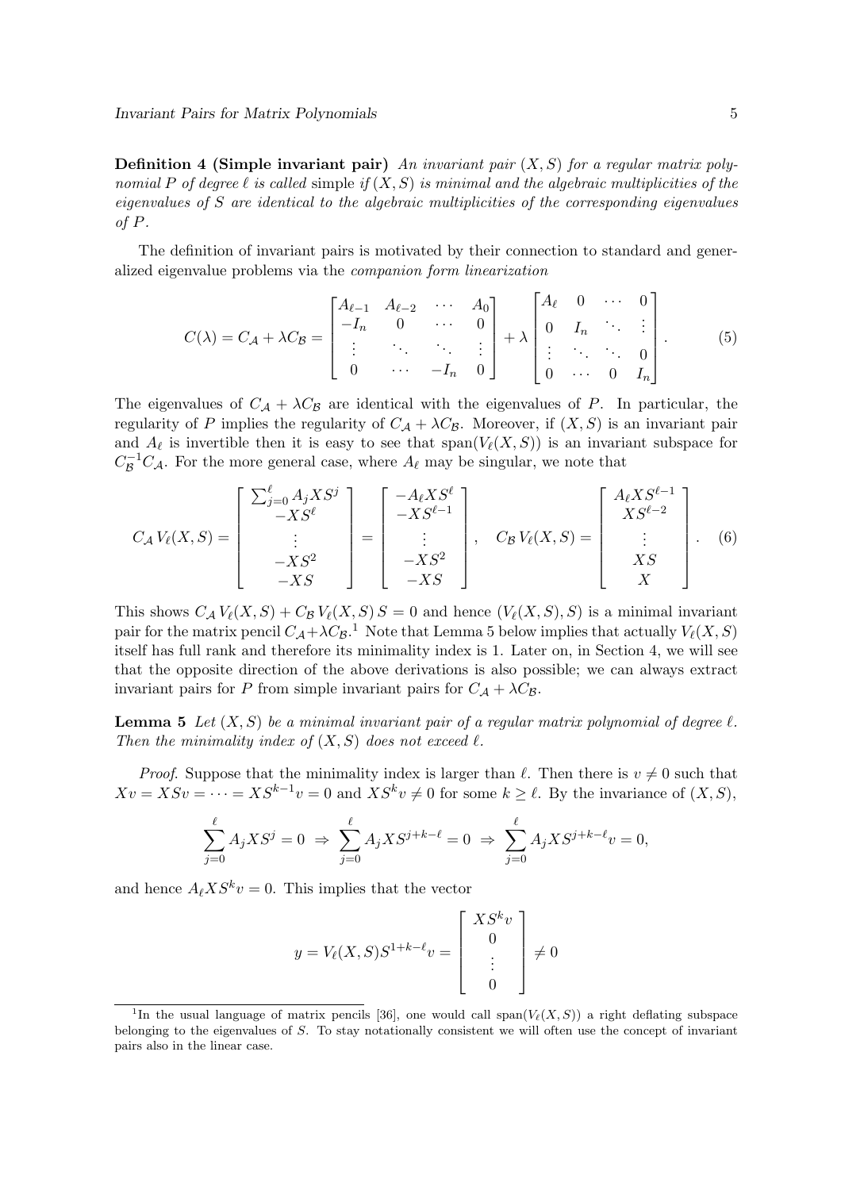**Definition 4 (Simple invariant pair)** *An invariant pair $(X, S)$ for a regular matrix polynomial $P$ of degree $\ell$ is called* simple *if $(X, S)$ is minimal and the algebraic multiplicities of the eigenvalues of $S$ are identical to the algebraic multiplicities of the corresponding eigenvalues of $P$.*

The definition of invariant pairs is motivated by their connection to standard and generalized eigenvalue problems via the *companion form linearization*

$$C(\lambda) = C_{\mathcal{A}} + \lambda C_{\mathcal{B}} = \begin{bmatrix} A_{\ell-1} & A_{\ell-2} & \cdots & A_0 \\ -I_n & 0 & \cdots & 0 \\ \vdots & \ddots & \ddots & \vdots \\ 0 & \cdots & -I_n & 0 \end{bmatrix} + \lambda \begin{bmatrix} A_\ell & 0 & \cdots & 0 \\ 0 & I_n & \ddots & \vdots \\ \vdots & \ddots & \ddots & 0 \\ 0 & \cdots & 0 & I_n \end{bmatrix}. \tag{5}$$

The eigenvalues of $C_{\mathcal{A}} + \lambda C_{\mathcal{B}}$ are identical with the eigenvalues of $P$. In particular, the regularity of $P$ implies the regularity of $C_{\mathcal{A}} + \lambda C_{\mathcal{B}}$. Moreover, if $(X, S)$ is an invariant pair and $A_\ell$ is invertible then it is easy to see that $\mathrm{span}(V_\ell(X, S))$ is an invariant subspace for $C_{\mathcal{B}}^{-1} C_{\mathcal{A}}$. For the more general case, where $A_\ell$ may be singular, we note that

$$C_{\mathcal{A}}\, V_\ell(X, S) = \begin{bmatrix} \sum_{j=0}^{\ell} A_j X S^j \\ -XS^\ell \\ \vdots \\ -XS^2 \\ -XS \end{bmatrix} = \begin{bmatrix} -A_\ell X S^\ell \\ -XS^{\ell-1} \\ \vdots \\ -XS^2 \\ -XS \end{bmatrix}, \quad C_{\mathcal{B}}\, V_\ell(X, S) = \begin{bmatrix} A_\ell X S^{\ell-1} \\ XS^{\ell-2} \\ \vdots \\ XS \\ X \end{bmatrix}. \tag{6}$$

This shows $C_{\mathcal{A}}\, V_\ell(X, S) + C_{\mathcal{B}}\, V_\ell(X, S)\, S = 0$ and hence $(V_\ell(X, S), S)$ is a minimal invariant pair for the matrix pencil $C_{\mathcal{A}} + \lambda C_{\mathcal{B}}$.[1] Note that Lemma 5 below implies that actually $V_\ell(X, S)$ itself has full rank and therefore its minimality index is 1. Later on, in Section 4, we will see that the opposite direction of the above derivations is also possible; we can always extract invariant pairs for $P$ from simple invariant pairs for $C_{\mathcal{A}} + \lambda C_{\mathcal{B}}$.

**Lemma 5** *Let $(X, S)$ be a minimal invariant pair of a regular matrix polynomial of degree $\ell$. Then the minimality index of $(X, S)$ does not exceed $\ell$.*

*Proof.* Suppose that the minimality index is larger than $\ell$. Then there is $v \neq 0$ such that $Xv = XSv = \cdots = XS^{k-1}v = 0$ and $XS^k v \neq 0$ for some $k \geq \ell$. By the invariance of $(X, S)$,

$$\sum_{j=0}^{\ell} A_j X S^j = 0 \;\Rightarrow\; \sum_{j=0}^{\ell} A_j X S^{j+k-\ell} = 0 \;\Rightarrow\; \sum_{j=0}^{\ell} A_j X S^{j+k-\ell} v = 0,$$

and hence $A_\ell X S^k v = 0$. This implies that the vector

$$y = V_\ell(X, S) S^{1+k-\ell} v = \begin{bmatrix} XS^k v \\ 0 \\ \vdots \\ 0 \end{bmatrix} \neq 0$$

[1] In the usual language of matrix pencils [36], one would call $\mathrm{span}(V_\ell(X, S))$ a right deflating subspace belonging to the eigenvalues of $S$. To stay notationally consistent we will often use the concept of invariant pairs also in the linear case.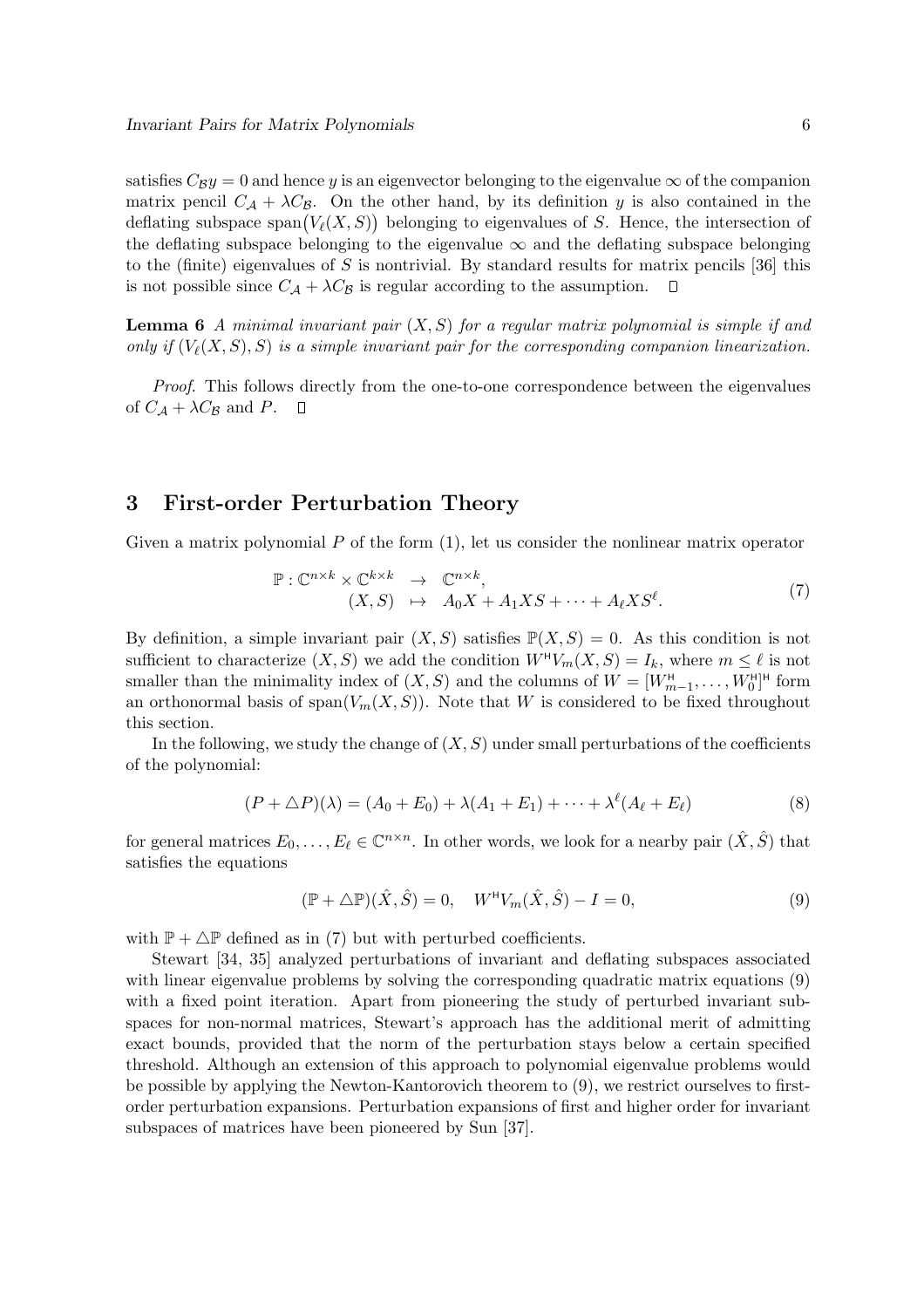satisfies $C_{\mathcal{B}} y = 0$ and hence $y$ is an eigenvector belonging to the eigenvalue $\infty$ of the companion matrix pencil $C_{\mathcal{A}} + \lambda C_{\mathcal{B}}$. On the other hand, by its definition $y$ is also contained in the deflating subspace $\operatorname{span}\big(V_\ell(X,S)\big)$ belonging to eigenvalues of $S$. Hence, the intersection of the deflating subspace belonging to the eigenvalue $\infty$ and the deflating subspace belonging to the (finite) eigenvalues of $S$ is nontrivial. By standard results for matrix pencils [36] this is not possible since $C_{\mathcal{A}} + \lambda C_{\mathcal{B}}$ is regular according to the assumption. $\square$

**Lemma 6** *A minimal invariant pair $(X,S)$ for a regular matrix polynomial is simple if and only if $(V_\ell(X,S),S)$ is a simple invariant pair for the corresponding companion linearization.*

*Proof.* This follows directly from the one-to-one correspondence between the eigenvalues of $C_{\mathcal{A}} + \lambda C_{\mathcal{B}}$ and $P$. $\square$

## 3 First-order Perturbation Theory

Given a matrix polynomial $P$ of the form (1), let us consider the nonlinear matrix operator

$$
\begin{array}{rcl}
\mathbb{P} : \mathbb{C}^{n\times k} \times \mathbb{C}^{k\times k} & \to & \mathbb{C}^{n\times k}, \\
(X,S) & \mapsto & A_0 X + A_1 X S + \cdots + A_\ell X S^\ell.
\end{array} \tag{7}
$$

By definition, a simple invariant pair $(X,S)$ satisfies $\mathbb{P}(X,S) = 0$. As this condition is not sufficient to characterize $(X,S)$ we add the condition $W^{\mathsf{H}} V_m(X,S) = I_k$, where $m \leq \ell$ is not smaller than the minimality index of $(X,S)$ and the columns of $W = [W_{m-1}^{\mathsf{H}}, \ldots, W_0^{\mathsf{H}}]^{\mathsf{H}}$ form an orthonormal basis of $\operatorname{span}(V_m(X,S))$. Note that $W$ is considered to be fixed throughout this section.

In the following, we study the change of $(X,S)$ under small perturbations of the coefficients of the polynomial:

$$
(P + \triangle P)(\lambda) = (A_0 + E_0) + \lambda(A_1 + E_1) + \cdots + \lambda^\ell(A_\ell + E_\ell) \tag{8}
$$

for general matrices $E_0, \ldots, E_\ell \in \mathbb{C}^{n\times n}$. In other words, we look for a nearby pair $(\hat{X}, \hat{S})$ that satisfies the equations

$$
(\mathbb{P} + \triangle\mathbb{P})(\hat{X}, \hat{S}) = 0, \quad W^{\mathsf{H}} V_m(\hat{X}, \hat{S}) - I = 0, \tag{9}
$$

with $\mathbb{P} + \triangle\mathbb{P}$ defined as in (7) but with perturbed coefficients.

Stewart [34, 35] analyzed perturbations of invariant and deflating subspaces associated with linear eigenvalue problems by solving the corresponding quadratic matrix equations (9) with a fixed point iteration. Apart from pioneering the study of perturbed invariant subspaces for non-normal matrices, Stewart's approach has the additional merit of admitting exact bounds, provided that the norm of the perturbation stays below a certain specified threshold. Although an extension of this approach to polynomial eigenvalue problems would be possible by applying the Newton-Kantorovich theorem to (9), we restrict ourselves to first-order perturbation expansions. Perturbation expansions of first and higher order for invariant subspaces of matrices have been pioneered by Sun [37].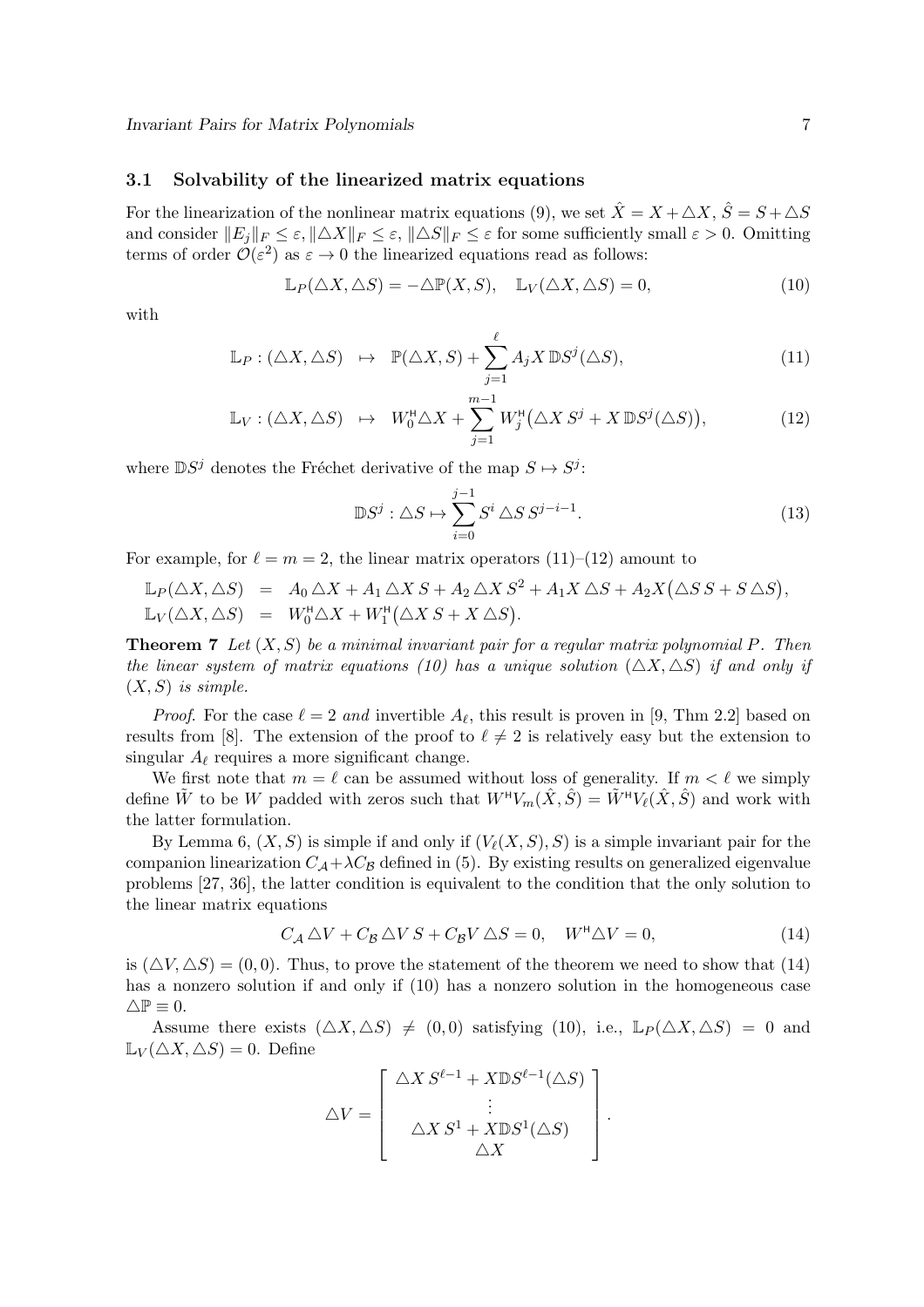### 3.1 Solvability of the linearized matrix equations

For the linearization of the nonlinear matrix equations (9), we set $\hat{X} = X + \triangle X$, $\hat{S} = S + \triangle S$ and consider $\|E_j\|_F \leq \varepsilon$, $\|\triangle X\|_F \leq \varepsilon$, $\|\triangle S\|_F \leq \varepsilon$ for some sufficiently small $\varepsilon > 0$. Omitting terms of order $\mathcal{O}(\varepsilon^2)$ as $\varepsilon \to 0$ the linearized equations read as follows:

$$\mathbb{L}_P(\triangle X, \triangle S) = -\triangle\mathbb{P}(X, S), \quad \mathbb{L}_V(\triangle X, \triangle S) = 0, \tag{10}$$

with

$$\mathbb{L}_P : (\triangle X, \triangle S) \quad \mapsto \quad \mathbb{P}(\triangle X, S) + \sum_{j=1}^{\ell} A_j X \, \mathbb{D}S^j(\triangle S), \tag{11}$$

$$\mathbb{L}_V : (\triangle X, \triangle S) \quad \mapsto \quad W_0^{\mathsf{H}} \triangle X + \sum_{j=1}^{m-1} W_j^{\mathsf{H}} \big(\triangle X \, S^j + X \, \mathbb{D}S^j(\triangle S)\big), \tag{12}$$

where $\mathbb{D}S^j$ denotes the Fréchet derivative of the map $S \mapsto S^j$:

$$\mathbb{D}S^j : \triangle S \mapsto \sum_{i=0}^{j-1} S^i \, \triangle S \, S^{j-i-1}. \tag{13}$$

For example, for $\ell = m = 2$, the linear matrix operators (11)–(12) amount to

$$\begin{aligned}
\mathbb{L}_P(\triangle X, \triangle S) &= A_0 \, \triangle X + A_1 \, \triangle X \, S + A_2 \, \triangle X \, S^2 + A_1 X \, \triangle S + A_2 X \big(\triangle S \, S + S \, \triangle S\big), \\
\mathbb{L}_V(\triangle X, \triangle S) &= W_0^{\mathsf{H}} \triangle X + W_1^{\mathsf{H}} \big(\triangle X \, S + X \, \triangle S\big).
\end{aligned}$$

**Theorem 7** *Let $(X, S)$ be a minimal invariant pair for a regular matrix polynomial $P$. Then the linear system of matrix equations (10) has a unique solution $(\triangle X, \triangle S)$ if and only if $(X, S)$ is simple.*

*Proof.* For the case $\ell = 2$ *and* invertible $A_\ell$, this result is proven in [9, Thm 2.2] based on results from [8]. The extension of the proof to $\ell \neq 2$ is relatively easy but the extension to singular $A_\ell$ requires a more significant change.

We first note that $m = \ell$ can be assumed without loss of generality. If $m < \ell$ we simply define $\tilde{W}$ to be $W$ padded with zeros such that $W^{\mathsf{H}} V_m(\hat{X}, \hat{S}) = \tilde{W}^{\mathsf{H}} V_\ell(\hat{X}, \hat{S})$ and work with the latter formulation.

By Lemma 6, $(X, S)$ is simple if and only if $(V_\ell(X, S), S)$ is a simple invariant pair for the companion linearization $C_{\mathcal{A}} + \lambda C_{\mathcal{B}}$ defined in (5). By existing results on generalized eigenvalue problems [27, 36], the latter condition is equivalent to the condition that the only solution to the linear matrix equations

$$C_{\mathcal{A}} \, \triangle V + C_{\mathcal{B}} \, \triangle V \, S + C_{\mathcal{B}} V \, \triangle S = 0, \quad W^{\mathsf{H}} \triangle V = 0, \tag{14}$$

is $(\triangle V, \triangle S) = (0, 0)$. Thus, to prove the statement of the theorem we need to show that (14) has a nonzero solution if and only if (10) has a nonzero solution in the homogeneous case $\triangle\mathbb{P} \equiv 0$.

Assume there exists $(\triangle X, \triangle S) \neq (0, 0)$ satisfying (10), i.e., $\mathbb{L}_P(\triangle X, \triangle S) = 0$ and $\mathbb{L}_V(\triangle X, \triangle S) = 0$. Define

$$\triangle V = \begin{bmatrix} \triangle X \, S^{\ell-1} + X\mathbb{D}S^{\ell-1}(\triangle S) \\ \vdots \\ \triangle X \, S^1 + X\mathbb{D}S^1(\triangle S) \\ \triangle X \end{bmatrix}.$$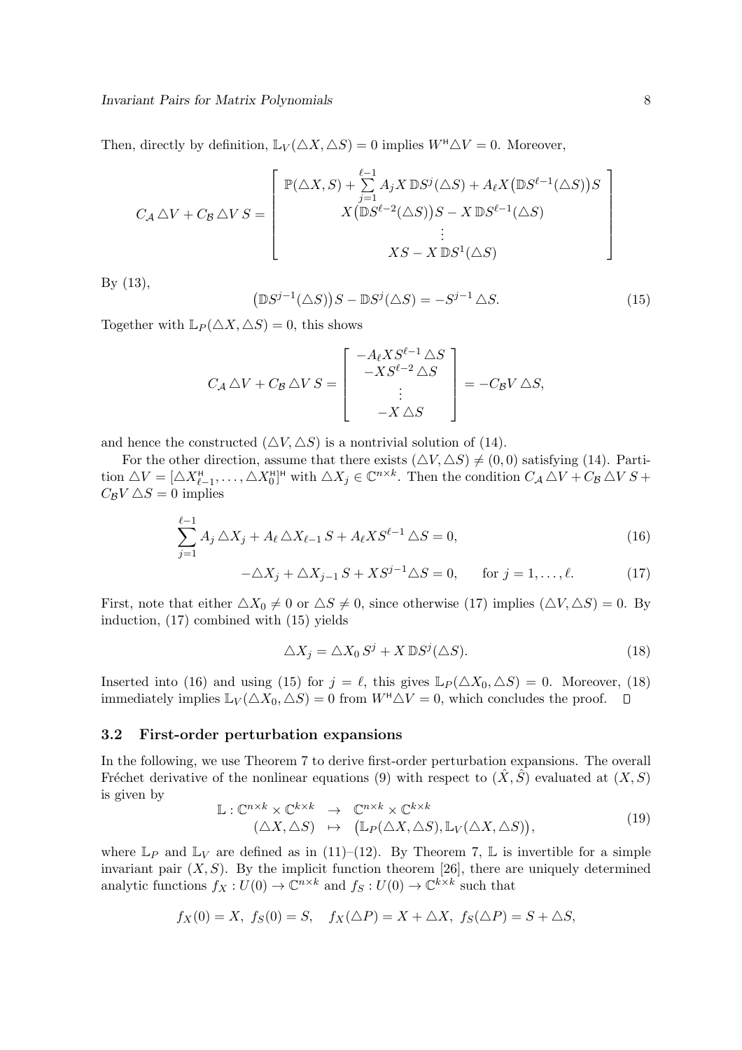Then, directly by definition, $\mathbb{L}_V(\triangle X, \triangle S) = 0$ implies $W^{\mathsf{H}} \triangle V = 0$. Moreover,

$$
C_{\mathcal{A}} \triangle V + C_{\mathcal{B}} \triangle V\, S = \begin{bmatrix} \mathbb{P}(\triangle X, S) + \sum_{j=1}^{\ell-1} A_j X\, \mathbb{D}S^j(\triangle S) + A_\ell X \big(\mathbb{D}S^{\ell-1}(\triangle S)\big) S \\ X \big(\mathbb{D}S^{\ell-2}(\triangle S)\big) S - X\, \mathbb{D}S^{\ell-1}(\triangle S) \\ \vdots \\ XS - X\, \mathbb{D}S^1(\triangle S) \end{bmatrix}
$$

By (13),

$$
\big(\mathbb{D}S^{j-1}(\triangle S)\big) S - \mathbb{D}S^j(\triangle S) = -S^{j-1} \triangle S. \tag{15}
$$

Together with $\mathbb{L}_P(\triangle X, \triangle S) = 0$, this shows

$$
C_{\mathcal{A}} \triangle V + C_{\mathcal{B}} \triangle V\, S = \begin{bmatrix} -A_\ell X S^{\ell-1} \triangle S \\ -X S^{\ell-2} \triangle S \\ \vdots \\ -X \triangle S \end{bmatrix} = -C_{\mathcal{B}} V \triangle S,
$$

and hence the constructed $(\triangle V, \triangle S)$ is a nontrivial solution of (14).

For the other direction, assume that there exists $(\triangle V, \triangle S) \neq (0, 0)$ satisfying (14). Partition $\triangle V = [\triangle X_{\ell-1}^{\mathsf{H}}, \ldots, \triangle X_0^{\mathsf{H}}]^{\mathsf{H}}$ with $\triangle X_j \in \mathbb{C}^{n \times k}$. Then the condition $C_{\mathcal{A}} \triangle V + C_{\mathcal{B}} \triangle V\, S + C_{\mathcal{B}} V \triangle S = 0$ implies

$$
\sum_{j=1}^{\ell-1} A_j \triangle X_j + A_\ell \triangle X_{\ell-1} S + A_\ell X S^{\ell-1} \triangle S = 0, \tag{16}
$$

$$
-\triangle X_j + \triangle X_{j-1} S + X S^{j-1} \triangle S = 0, \qquad \text{for } j = 1, \ldots, \ell. \tag{17}
$$

First, note that either $\triangle X_0 \neq 0$ or $\triangle S \neq 0$, since otherwise (17) implies $(\triangle V, \triangle S) = 0$. By induction, (17) combined with (15) yields

$$
\triangle X_j = \triangle X_0\, S^j + X\, \mathbb{D}S^j(\triangle S). \tag{18}
$$

Inserted into (16) and using (15) for $j = \ell$, this gives $\mathbb{L}_P(\triangle X_0, \triangle S) = 0$. Moreover, (18) immediately implies $\mathbb{L}_V(\triangle X_0, \triangle S) = 0$ from $W^{\mathsf{H}} \triangle V = 0$, which concludes the proof. $\square$

### 3.2 First-order perturbation expansions

In the following, we use Theorem 7 to derive first-order perturbation expansions. The overall Fréchet derivative of the nonlinear equations (9) with respect to $(\hat{X}, \hat{S})$ evaluated at $(X, S)$ is given by

$$
\begin{array}{rcl} \mathbb{L} : \mathbb{C}^{n \times k} \times \mathbb{C}^{k \times k} & \to & \mathbb{C}^{n \times k} \times \mathbb{C}^{k \times k} \\ (\triangle X, \triangle S) & \mapsto & \big(\mathbb{L}_P(\triangle X, \triangle S), \mathbb{L}_V(\triangle X, \triangle S)\big), \end{array} \tag{19}
$$

where $\mathbb{L}_P$ and $\mathbb{L}_V$ are defined as in (11)–(12). By Theorem 7, $\mathbb{L}$ is invertible for a simple invariant pair $(X, S)$. By the implicit function theorem [26], there are uniquely determined analytic functions $f_X : U(0) \to \mathbb{C}^{n \times k}$ and $f_S : U(0) \to \mathbb{C}^{k \times k}$ such that

$$
f_X(0) = X, \;\; f_S(0) = S, \quad f_X(\triangle P) = X + \triangle X, \;\; f_S(\triangle P) = S + \triangle S,
$$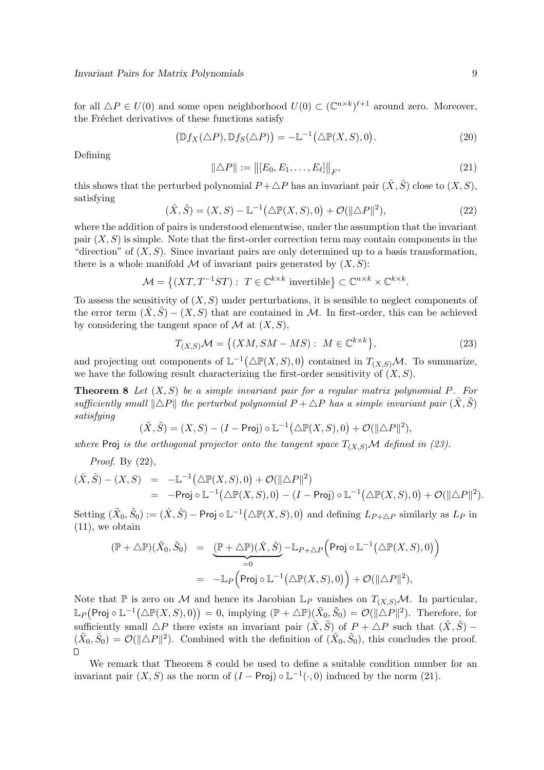for all $\triangle P \in U(0)$ and some open neighborhood $U(0) \subset (\mathbb{C}^{n\times k})^{\ell+1}$ around zero. Moreover, the Fréchet derivatives of these functions satisfy

$$\big(\mathbb{D}f_X(\triangle P), \mathbb{D}f_S(\triangle P)\big) = -\mathbb{L}^{-1}\big(\triangle\mathbb{P}(X,S), 0\big). \tag{20}$$

Defining

$$\|\triangle P\| := \big\|[E_0, E_1, \ldots, E_\ell]\big\|_F, \tag{21}$$

this shows that the perturbed polynomial $P + \triangle P$ has an invariant pair $(\hat{X}, \hat{S})$ close to $(X, S)$, satisfying

$$(\hat{X}, \hat{S}) = (X, S) - \mathbb{L}^{-1}\big(\triangle\mathbb{P}(X,S), 0\big) + \mathcal{O}(\|\triangle P\|^2), \tag{22}$$

where the addition of pairs is understood elementwise, under the assumption that the invariant pair $(X, S)$ is simple. Note that the first-order correction term may contain components in the "direction" of $(X, S)$. Since invariant pairs are only determined up to a basis transformation, there is a whole manifold $\mathcal{M}$ of invariant pairs generated by $(X, S)$:

$$\mathcal{M} = \big\{(XT, T^{-1}ST) : \ T \in \mathbb{C}^{k\times k} \text{ invertible}\big\} \subset \mathbb{C}^{n\times k} \times \mathbb{C}^{k\times k}.$$

To assess the sensitivity of $(X, S)$ under perturbations, it is sensible to neglect components of the error term $(\hat{X}, \hat{S}) - (X, S)$ that are contained in $\mathcal{M}$. In first-order, this can be achieved by considering the tangent space of $\mathcal{M}$ at $(X, S)$,

$$T_{(X,S)}\mathcal{M} = \big\{(XM, SM - MS) : \ M \in \mathbb{C}^{k\times k}\big\}, \tag{23}$$

and projecting out components of $\mathbb{L}^{-1}\big(\triangle\mathbb{P}(X,S), 0\big)$ contained in $T_{(X,S)}\mathcal{M}$. To summarize, we have the following result characterizing the first-order sensitivity of $(X, S)$.

**Theorem 8** *Let $(X, S)$ be a simple invariant pair for a regular matrix polynomial $P$. For sufficiently small $\|\triangle P\|$ the perturbed polynomial $P + \triangle P$ has a simple invariant pair $(\tilde{X}, \tilde{S})$ satisfying*

$$(\tilde{X}, \tilde{S}) = (X, S) - (I - \mathsf{Proj}) \circ \mathbb{L}^{-1}\big(\triangle\mathbb{P}(X,S), 0\big) + \mathcal{O}(\|\triangle P\|^2),$$

*where $\mathsf{Proj}$ is the orthogonal projector onto the tangent space $T_{(X,S)}\mathcal{M}$ defined in (23).*

*Proof.* By (22),

$$\begin{aligned}
(\hat{X}, \hat{S}) - (X, S) &= -\mathbb{L}^{-1}\big(\triangle\mathbb{P}(X,S), 0\big) + \mathcal{O}(\|\triangle P\|^2) \\
&= -\mathsf{Proj} \circ \mathbb{L}^{-1}\big(\triangle\mathbb{P}(X,S), 0\big) - (I - \mathsf{Proj}) \circ \mathbb{L}^{-1}\big(\triangle\mathbb{P}(X,S), 0\big) + \mathcal{O}(\|\triangle P\|^2).
\end{aligned}$$

Setting $(\tilde{X}_0, \tilde{S}_0) := (\hat{X}, \hat{S}) - \mathsf{Proj} \circ \mathbb{L}^{-1}\big(\triangle\mathbb{P}(X,S), 0\big)$ and defining $L_{P+\triangle P}$ similarly as $L_P$ in (11), we obtain

$$\begin{aligned}
(\mathbb{P} + \triangle\mathbb{P})(\tilde{X}_0, \tilde{S}_0) &= \underbrace{(\mathbb{P} + \triangle\mathbb{P})(\hat{X}, \hat{S})}_{=0} - \mathbb{L}_{P+\triangle P}\Big(\mathsf{Proj} \circ \mathbb{L}^{-1}\big(\triangle\mathbb{P}(X,S), 0\big)\Big) \\
&= -\mathbb{L}_P\Big(\mathsf{Proj} \circ \mathbb{L}^{-1}\big(\triangle\mathbb{P}(X,S), 0\big)\Big) + \mathcal{O}(\|\triangle P\|^2),
\end{aligned}$$

Note that $\mathbb{P}$ is zero on $\mathcal{M}$ and hence its Jacobian $\mathbb{L}_P$ vanishes on $T_{(X,S)}\mathcal{M}$. In particular, $\mathbb{L}_P\big(\mathsf{Proj} \circ \mathbb{L}^{-1}\big(\triangle\mathbb{P}(X,S), 0\big)\big) = 0$, implying $(\mathbb{P} + \triangle\mathbb{P})(\tilde{X}_0, \tilde{S}_0) = \mathcal{O}(\|\triangle P\|^2)$. Therefore, for sufficiently small $\triangle P$ there exists an invariant pair $(\tilde{X}, \tilde{S})$ of $P + \triangle P$ such that $(\tilde{X}, \tilde{S}) - (\tilde{X}_0, \tilde{S}_0) = \mathcal{O}(\|\triangle P\|^2)$. Combined with the definition of $(\tilde{X}_0, \tilde{S}_0)$, this concludes the proof. $\square$

We remark that Theorem 8 could be used to define a suitable condition number for an invariant pair $(X, S)$ as the norm of $(I - \mathsf{Proj}) \circ \mathbb{L}^{-1}(\cdot, 0)$ induced by the norm (21).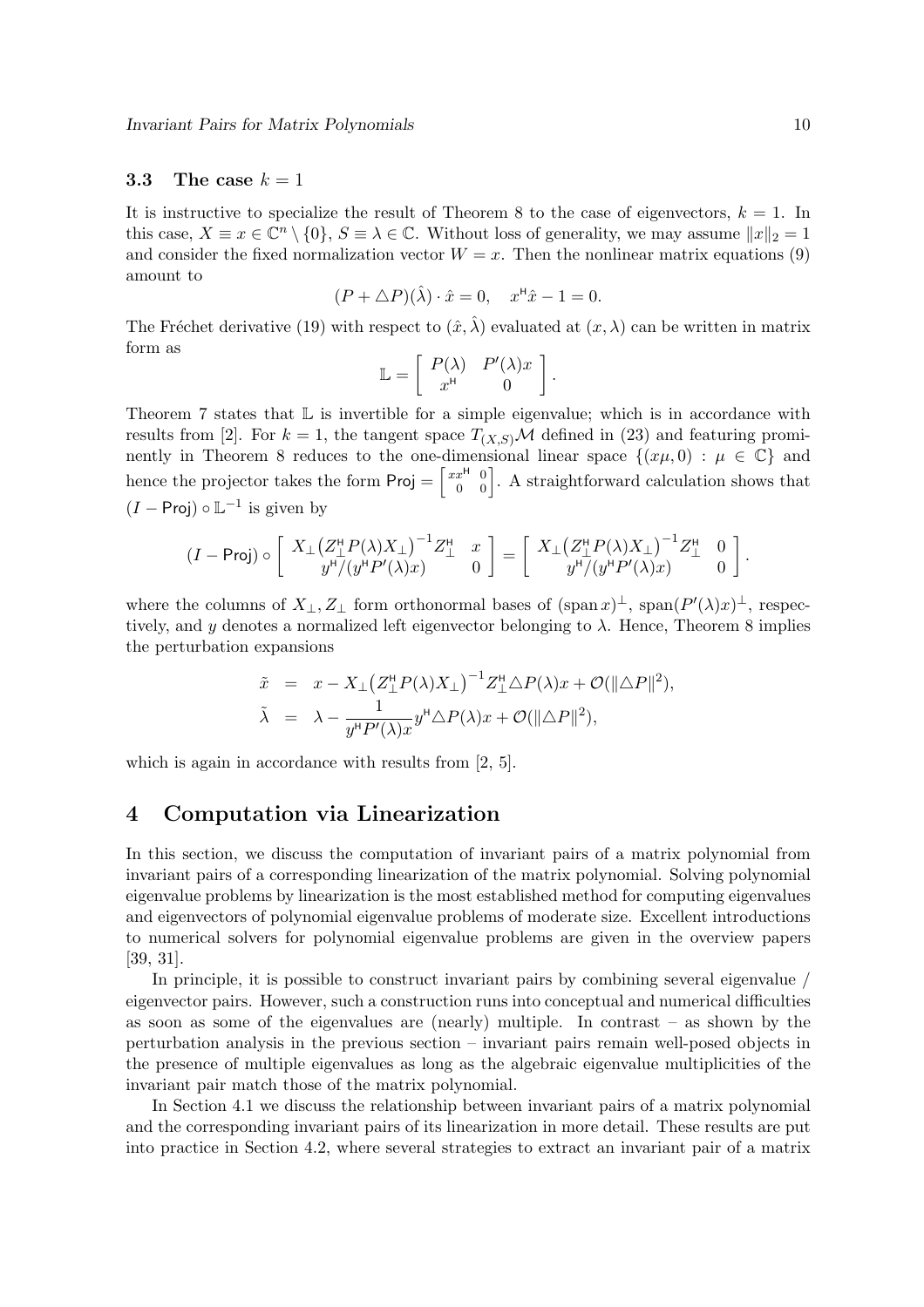### 3.3 The case $k = 1$

It is instructive to specialize the result of Theorem 8 to the case of eigenvectors, $k = 1$. In this case, $X \equiv x \in \mathbb{C}^n \setminus \{0\}$, $S \equiv \lambda \in \mathbb{C}$. Without loss of generality, we may assume $\|x\|_2 = 1$ and consider the fixed normalization vector $W = x$. Then the nonlinear matrix equations (9) amount to

$$(P + \triangle P)(\hat{\lambda}) \cdot \hat{x} = 0, \quad x^{\mathsf{H}}\hat{x} - 1 = 0.$$

The Fréchet derivative (19) with respect to $(\hat{x}, \hat{\lambda})$ evaluated at $(x, \lambda)$ can be written in matrix form as

$$\mathbb{L} = \begin{bmatrix} P(\lambda) & P'(\lambda)x \\ x^{\mathsf{H}} & 0 \end{bmatrix}.$$

Theorem 7 states that $\mathbb{L}$ is invertible for a simple eigenvalue; which is in accordance with results from [2]. For $k = 1$, the tangent space $T_{(X,S)}\mathcal{M}$ defined in (23) and featuring prominently in Theorem 8 reduces to the one-dimensional linear space $\{(x\mu, 0) : \mu \in \mathbb{C}\}$ and hence the projector takes the form $\mathsf{Proj} = \left[\begin{smallmatrix} xx^{\mathsf{H}} & 0 \\ 0 & 0 \end{smallmatrix}\right]$. A straightforward calculation shows that $(I - \mathsf{Proj}) \circ \mathbb{L}^{-1}$ is given by

$$(I - \mathsf{Proj}) \circ \begin{bmatrix} X_\perp\big(Z_\perp^{\mathsf{H}} P(\lambda) X_\perp\big)^{-1} Z_\perp^{\mathsf{H}} & x \\ y^{\mathsf{H}}/(y^{\mathsf{H}}P'(\lambda)x) & 0 \end{bmatrix} = \begin{bmatrix} X_\perp\big(Z_\perp^{\mathsf{H}} P(\lambda) X_\perp\big)^{-1} Z_\perp^{\mathsf{H}} & 0 \\ y^{\mathsf{H}}/(y^{\mathsf{H}}P'(\lambda)x) & 0 \end{bmatrix}.$$

where the columns of $X_\perp, Z_\perp$ form orthonormal bases of $(\operatorname{span} x)^\perp$, $\operatorname{span}(P'(\lambda)x)^\perp$, respectively, and $y$ denotes a normalized left eigenvector belonging to $\lambda$. Hence, Theorem 8 implies the perturbation expansions

$$\begin{aligned}
\tilde{x} &= x - X_\perp\big(Z_\perp^{\mathsf{H}} P(\lambda) X_\perp\big)^{-1} Z_\perp^{\mathsf{H}} \triangle P(\lambda) x + \mathcal{O}(\|\triangle P\|^2), \\
\tilde{\lambda} &= \lambda - \frac{1}{y^{\mathsf{H}}P'(\lambda)x} y^{\mathsf{H}} \triangle P(\lambda) x + \mathcal{O}(\|\triangle P\|^2),
\end{aligned}$$

which is again in accordance with results from [2, 5].

# 4 Computation via Linearization

In this section, we discuss the computation of invariant pairs of a matrix polynomial from invariant pairs of a corresponding linearization of the matrix polynomial. Solving polynomial eigenvalue problems by linearization is the most established method for computing eigenvalues and eigenvectors of polynomial eigenvalue problems of moderate size. Excellent introductions to numerical solvers for polynomial eigenvalue problems are given in the overview papers [39, 31].

In principle, it is possible to construct invariant pairs by combining several eigenvalue / eigenvector pairs. However, such a construction runs into conceptual and numerical difficulties as soon as some of the eigenvalues are (nearly) multiple. In contrast – as shown by the perturbation analysis in the previous section – invariant pairs remain well-posed objects in the presence of multiple eigenvalues as long as the algebraic eigenvalue multiplicities of the invariant pair match those of the matrix polynomial.

In Section 4.1 we discuss the relationship between invariant pairs of a matrix polynomial and the corresponding invariant pairs of its linearization in more detail. These results are put into practice in Section 4.2, where several strategies to extract an invariant pair of a matrix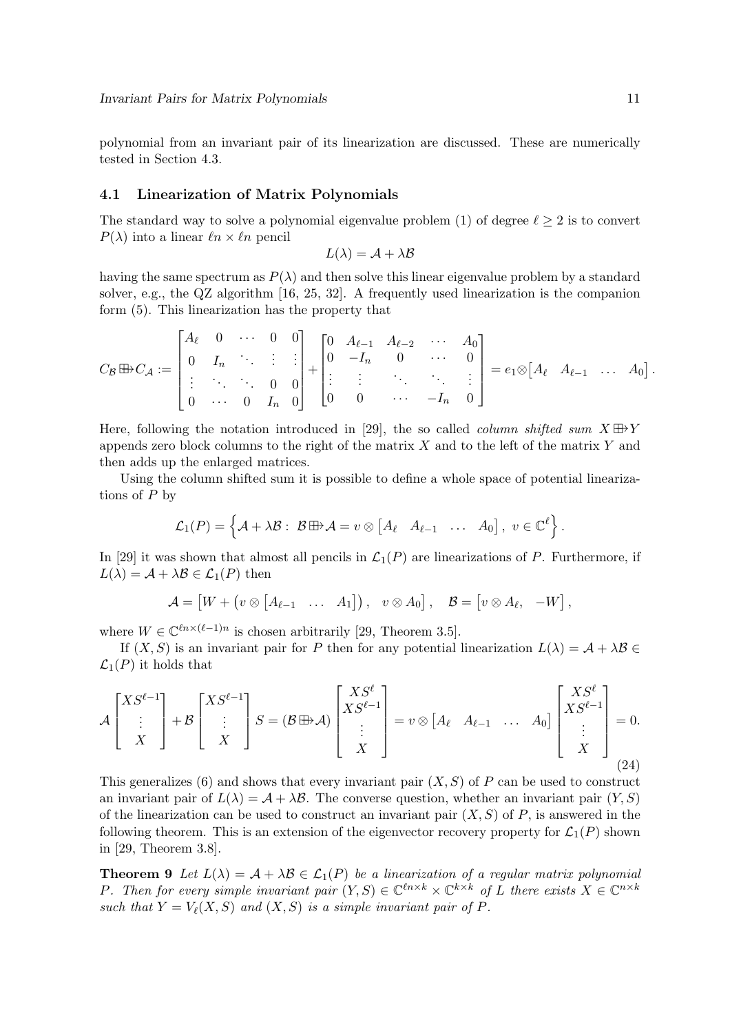polynomial from an invariant pair of its linearization are discussed. These are numerically tested in Section 4.3.

### 4.1 Linearization of Matrix Polynomials

The standard way to solve a polynomial eigenvalue problem (1) of degree $\ell \geq 2$ is to convert $P(\lambda)$ into a linear $\ell n \times \ell n$ pencil

$$L(\lambda) = \mathcal{A} + \lambda \mathcal{B}$$

having the same spectrum as $P(\lambda)$ and then solve this linear eigenvalue problem by a standard solver, e.g., the QZ algorithm [16, 25, 32]. A frequently used linearization is the companion form (5). This linearization has the property that

$$C_{\mathcal{B}} \boxplus\!\!\rightarrow C_{\mathcal{A}} := \begin{bmatrix} A_\ell & 0 & \cdots & 0 & 0 \\ 0 & I_n & \ddots & \vdots & \vdots \\ \vdots & \ddots & \ddots & 0 & 0 \\ 0 & \cdots & 0 & I_n & 0 \end{bmatrix} + \begin{bmatrix} 0 & A_{\ell-1} & A_{\ell-2} & \cdots & A_0 \\ 0 & -I_n & 0 & \cdots & 0 \\ \vdots & \vdots & \ddots & \ddots & \vdots \\ 0 & 0 & \cdots & -I_n & 0 \end{bmatrix} = e_1 \otimes \begin{bmatrix} A_\ell & A_{\ell-1} & \dots & A_0 \end{bmatrix}.$$

Here, following the notation introduced in [29], the so called *column shifted sum* $X \boxplus\!\!\rightarrow Y$ appends zero block columns to the right of the matrix $X$ and to the left of the matrix $Y$ and then adds up the enlarged matrices.

Using the column shifted sum it is possible to define a whole space of potential linearizations of $P$ by

$$\mathcal{L}_1(P) = \left\{ \mathcal{A} + \lambda \mathcal{B} : \ \mathcal{B} \boxplus\!\!\rightarrow \mathcal{A} = v \otimes \begin{bmatrix} A_\ell & A_{\ell-1} & \dots & A_0 \end{bmatrix}, \ v \in \mathbb{C}^\ell \right\}.$$

In [29] it was shown that almost all pencils in $\mathcal{L}_1(P)$ are linearizations of $P$. Furthermore, if $L(\lambda) = \mathcal{A} + \lambda \mathcal{B} \in \mathcal{L}_1(P)$ then

$$\mathcal{A} = \begin{bmatrix} W + \left( v \otimes \begin{bmatrix} A_{\ell-1} & \dots & A_1 \end{bmatrix} \right), & v \otimes A_0 \end{bmatrix}, \quad \mathcal{B} = \begin{bmatrix} v \otimes A_\ell, & -W \end{bmatrix},$$

where $W \in \mathbb{C}^{\ell n \times (\ell-1)n}$ is chosen arbitrarily [29, Theorem 3.5].

If $(X, S)$ is an invariant pair for $P$ then for any potential linearization $L(\lambda) = \mathcal{A} + \lambda \mathcal{B} \in \mathcal{L}_1(P)$ it holds that

$$\mathcal{A} \begin{bmatrix} XS^{\ell-1} \\ \vdots \\ X \end{bmatrix} + \mathcal{B} \begin{bmatrix} XS^{\ell-1} \\ \vdots \\ X \end{bmatrix} S = (\mathcal{B} \boxplus\!\!\rightarrow \mathcal{A}) \begin{bmatrix} XS^\ell \\ XS^{\ell-1} \\ \vdots \\ X \end{bmatrix} = v \otimes \begin{bmatrix} A_\ell & A_{\ell-1} & \dots & A_0 \end{bmatrix} \begin{bmatrix} XS^\ell \\ XS^{\ell-1} \\ \vdots \\ X \end{bmatrix} = 0. \tag{24}$$

This generalizes (6) and shows that every invariant pair $(X, S)$ of $P$ can be used to construct an invariant pair of $L(\lambda) = \mathcal{A} + \lambda \mathcal{B}$. The converse question, whether an invariant pair $(Y, S)$ of the linearization can be used to construct an invariant pair $(X, S)$ of $P$, is answered in the following theorem. This is an extension of the eigenvector recovery property for $\mathcal{L}_1(P)$ shown in [29, Theorem 3.8].

**Theorem 9** *Let $L(\lambda) = \mathcal{A} + \lambda \mathcal{B} \in \mathcal{L}_1(P)$ be a linearization of a regular matrix polynomial $P$. Then for every simple invariant pair $(Y, S) \in \mathbb{C}^{\ell n \times k} \times \mathbb{C}^{k \times k}$ of $L$ there exists $X \in \mathbb{C}^{n \times k}$ such that $Y = V_\ell(X, S)$ and $(X, S)$ is a simple invariant pair of $P$.*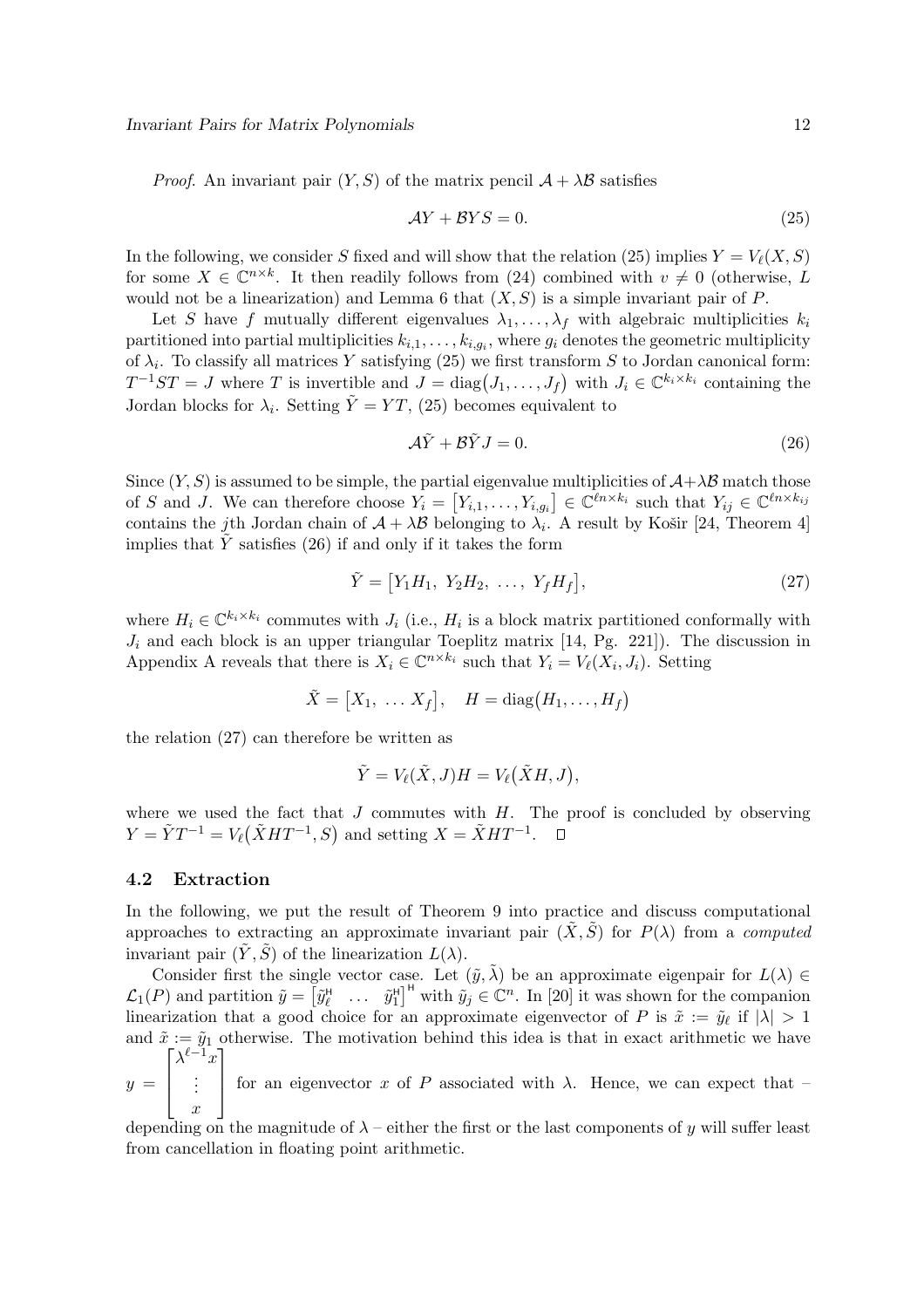*Proof.* An invariant pair $(Y, S)$ of the matrix pencil $\mathcal{A} + \lambda\mathcal{B}$ satisfies

$$\mathcal{A}Y + \mathcal{B}YS = 0. \tag{25}$$

In the following, we consider $S$ fixed and will show that the relation (25) implies $Y = V_\ell(X, S)$ for some $X \in \mathbb{C}^{n\times k}$. It then readily follows from (24) combined with $v \neq 0$ (otherwise, $L$ would not be a linearization) and Lemma 6 that $(X, S)$ is a simple invariant pair of $P$.

Let $S$ have $f$ mutually different eigenvalues $\lambda_1, \dots, \lambda_f$ with algebraic multiplicities $k_i$ partitioned into partial multiplicities $k_{i,1}, \dots, k_{i,g_i}$, where $g_i$ denotes the geometric multiplicity of $\lambda_i$. To classify all matrices $Y$ satisfying (25) we first transform $S$ to Jordan canonical form: $T^{-1}ST = J$ where $T$ is invertible and $J = \operatorname{diag}(J_1, \dots, J_f)$ with $J_i \in \mathbb{C}^{k_i \times k_i}$ containing the Jordan blocks for $\lambda_i$. Setting $\tilde{Y} = YT$, (25) becomes equivalent to

$$\mathcal{A}\tilde{Y} + \mathcal{B}\tilde{Y}J = 0. \tag{26}$$

Since $(Y, S)$ is assumed to be simple, the partial eigenvalue multiplicities of $\mathcal{A}+\lambda\mathcal{B}$ match those of $S$ and $J$. We can therefore choose $Y_i = \begin{bmatrix} Y_{i,1}, \dots, Y_{i,g_i} \end{bmatrix} \in \mathbb{C}^{\ell n \times k_i}$ such that $Y_{ij} \in \mathbb{C}^{\ell n \times k_{ij}}$ contains the $j$th Jordan chain of $\mathcal{A} + \lambda\mathcal{B}$ belonging to $\lambda_i$. A result by Košir [24, Theorem 4] implies that $\tilde{Y}$ satisfies (26) if and only if it takes the form

$$\tilde{Y} = \begin{bmatrix} Y_1 H_1, \ Y_2 H_2, \ \dots, \ Y_f H_f \end{bmatrix}, \tag{27}$$

where $H_i \in \mathbb{C}^{k_i \times k_i}$ commutes with $J_i$ (i.e., $H_i$ is a block matrix partitioned conformally with $J_i$ and each block is an upper triangular Toeplitz matrix [14, Pg. 221]). The discussion in Appendix A reveals that there is $X_i \in \mathbb{C}^{n \times k_i}$ such that $Y_i = V_\ell(X_i, J_i)$. Setting

$$\tilde{X} = \begin{bmatrix} X_1, \ \dots \ X_f \end{bmatrix}, \quad H = \operatorname{diag}(H_1, \dots, H_f)$$

the relation (27) can therefore be written as

$$\tilde{Y} = V_\ell(\tilde{X}, J)H = V_\ell(\tilde{X}H, J),$$

where we used the fact that $J$ commutes with $H$. The proof is concluded by observing $Y = \tilde{Y}T^{-1} = V_\ell(\tilde{X}HT^{-1}, S)$ and setting $X = \tilde{X}HT^{-1}$. □

### 4.2 Extraction

In the following, we put the result of Theorem 9 into practice and discuss computational approaches to extracting an approximate invariant pair $(\tilde{X}, \tilde{S})$ for $P(\lambda)$ from a *computed* invariant pair $(\tilde{Y}, \tilde{S})$ of the linearization $L(\lambda)$.

Consider first the single vector case. Let $(\tilde{y}, \tilde{\lambda})$ be an approximate eigenpair for $L(\lambda) \in \mathcal{L}_1(P)$ and partition $\tilde{y} = \begin{bmatrix} \tilde{y}_\ell^{\mathsf{H}} & \dots & \tilde{y}_1^{\mathsf{H}} \end{bmatrix}^{\mathsf{H}}$ with $\tilde{y}_j \in \mathbb{C}^n$. In [20] it was shown for the companion linearization that a good choice for an approximate eigenvector of $P$ is $\tilde{x} := \tilde{y}_\ell$ if $|\lambda| > 1$ and $\tilde{x} := \tilde{y}_1$ otherwise. The motivation behind this idea is that in exact arithmetic we have $y = \begin{bmatrix} \lambda^{\ell-1}x \\ \vdots \\ x \end{bmatrix}$ for an eigenvector $x$ of $P$ associated with $\lambda$. Hence, we can expect that – depending on the magnitude of $\lambda$ – either the first or the last components of $y$ will suffer least from cancellation in floating point arithmetic.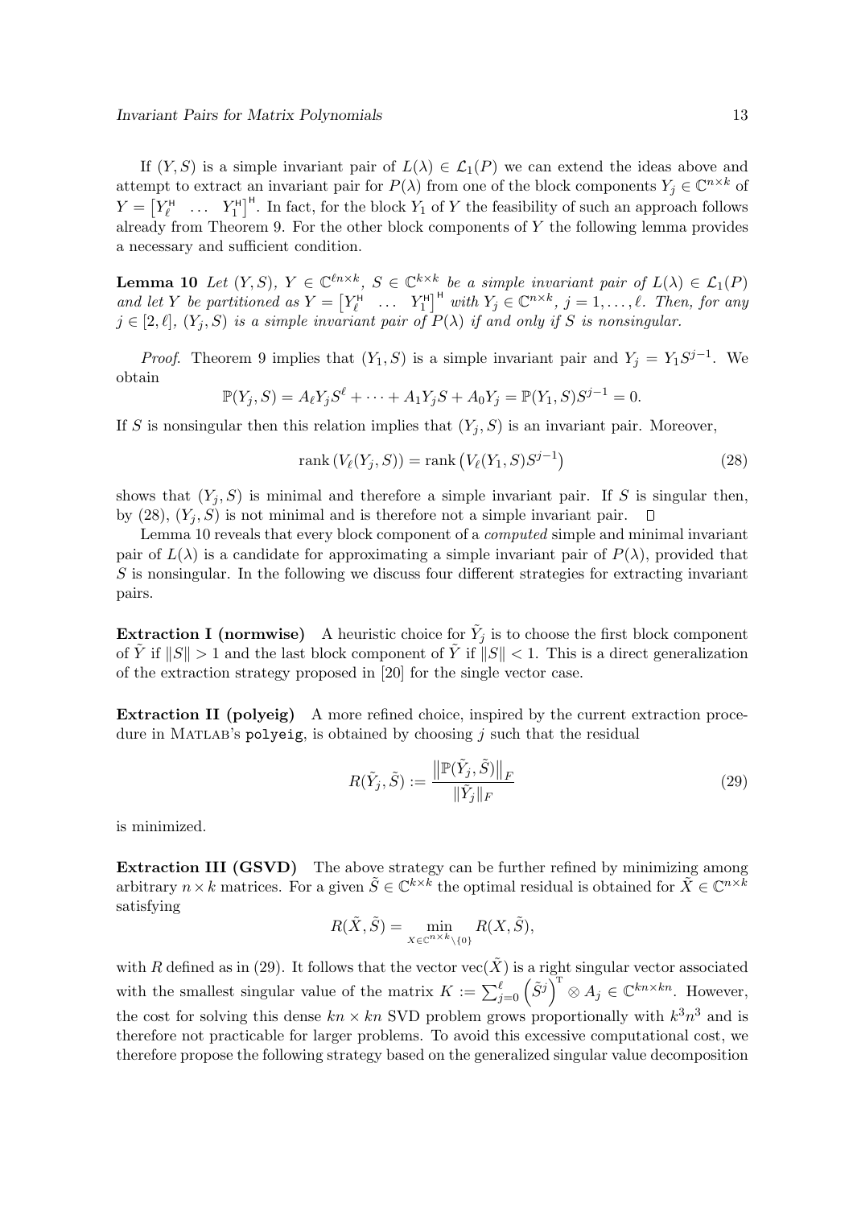If $(Y, S)$ is a simple invariant pair of $L(\lambda) \in \mathcal{L}_1(P)$ we can extend the ideas above and attempt to extract an invariant pair for $P(\lambda)$ from one of the block components $Y_j \in \mathbb{C}^{n\times k}$ of $Y = \begin{bmatrix} Y_\ell^{\mathsf{H}} & \dots & Y_1^{\mathsf{H}} \end{bmatrix}^{\mathsf{H}}$. In fact, for the block $Y_1$ of $Y$ the feasibility of such an approach follows already from Theorem 9. For the other block components of $Y$ the following lemma provides a necessary and sufficient condition.

**Lemma 10** *Let $(Y, S)$, $Y \in \mathbb{C}^{\ell n\times k}$, $S \in \mathbb{C}^{k\times k}$ be a simple invariant pair of $L(\lambda) \in \mathcal{L}_1(P)$ and let $Y$ be partitioned as $Y = \begin{bmatrix} Y_\ell^{\mathsf{H}} & \dots & Y_1^{\mathsf{H}} \end{bmatrix}^{\mathsf{H}}$ with $Y_j \in \mathbb{C}^{n\times k}$, $j = 1, \dots, \ell$. Then, for any $j \in [2, \ell]$, $(Y_j, S)$ is a simple invariant pair of $P(\lambda)$ if and only if $S$ is nonsingular.*

*Proof*. Theorem 9 implies that $(Y_1, S)$ is a simple invariant pair and $Y_j = Y_1 S^{j-1}$. We obtain

$$\mathbb{P}(Y_j, S) = A_\ell Y_j S^\ell + \dots + A_1 Y_j S + A_0 Y_j = \mathbb{P}(Y_1, S) S^{j-1} = 0.$$

If $S$ is nonsingular then this relation implies that $(Y_j, S)$ is an invariant pair. Moreover,

$$\operatorname{rank}\left(V_\ell(Y_j, S)\right) = \operatorname{rank}\left(V_\ell(Y_1, S) S^{j-1}\right) \tag{28}$$

shows that $(Y_j, S)$ is minimal and therefore a simple invariant pair. If $S$ is singular then, by (28), $(Y_j, S)$ is not minimal and is therefore not a simple invariant pair. □

Lemma 10 reveals that every block component of a *computed* simple and minimal invariant pair of $L(\lambda)$ is a candidate for approximating a simple invariant pair of $P(\lambda)$, provided that $S$ is nonsingular. In the following we discuss four different strategies for extracting invariant pairs.

**Extraction I (normwise)** A heuristic choice for $\tilde{Y}_j$ is to choose the first block component of $\tilde{Y}$ if $\|S\| > 1$ and the last block component of $\tilde{Y}$ if $\|S\| < 1$. This is a direct generalization of the extraction strategy proposed in [20] for the single vector case.

**Extraction II (polyeig)** A more refined choice, inspired by the current extraction procedure in MATLAB's `polyeig`, is obtained by choosing $j$ such that the residual

$$R(\tilde{Y}_j, \tilde{S}) := \frac{\|\mathbb{P}(\tilde{Y}_j, \tilde{S})\|_F}{\|\tilde{Y}_j\|_F} \tag{29}$$

is minimized.

**Extraction III (GSVD)** The above strategy can be further refined by minimizing among arbitrary $n \times k$ matrices. For a given $\tilde{S} \in \mathbb{C}^{k\times k}$ the optimal residual is obtained for $\tilde{X} \in \mathbb{C}^{n\times k}$ satisfying

$$R(\tilde{X}, \tilde{S}) = \min_{X\in\mathbb{C}^{n\times k}\setminus\{0\}} R(X, \tilde{S}),$$

with $R$ defined as in (29). It follows that the vector $\operatorname{vec}(\tilde{X})$ is a right singular vector associated with the smallest singular value of the matrix $K := \sum_{j=0}^{\ell} \left(\tilde{S}^j\right)^{\mathrm{T}} \otimes A_j \in \mathbb{C}^{kn\times kn}$. However, the cost for solving this dense $kn \times kn$ SVD problem grows proportionally with $k^3 n^3$ and is therefore not practicable for larger problems. To avoid this excessive computational cost, we therefore propose the following strategy based on the generalized singular value decomposition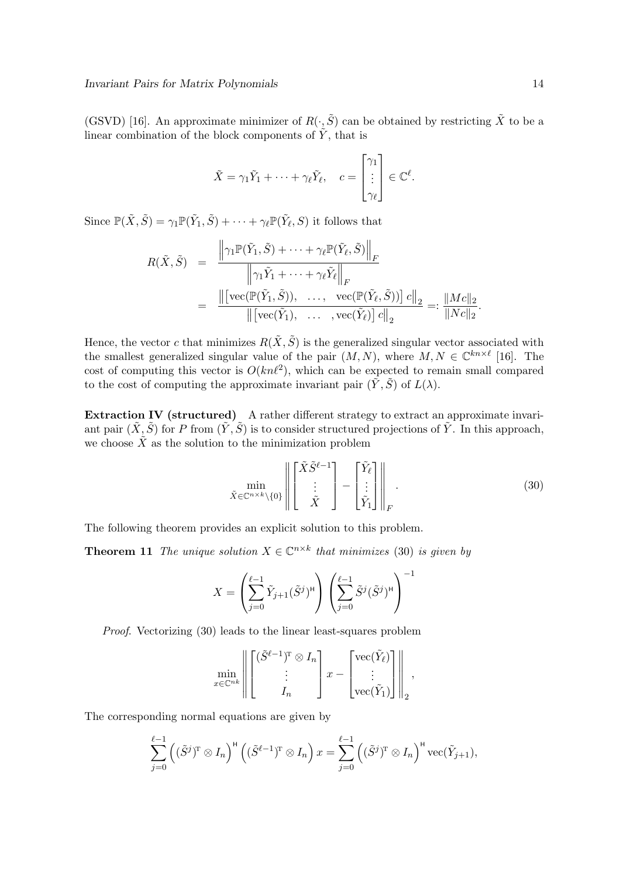(GSVD) [16]. An approximate minimizer of $R(\cdot, \tilde{S})$ can be obtained by restricting $\tilde{X}$ to be a linear combination of the block components of $\tilde{Y}$, that is

$$\tilde{X} = \gamma_1 \tilde{Y}_1 + \cdots + \gamma_\ell \tilde{Y}_\ell, \quad c = \begin{bmatrix} \gamma_1 \\ \vdots \\ \gamma_\ell \end{bmatrix} \in \mathbb{C}^\ell.$$

Since $\mathbb{P}(\tilde{X}, \tilde{S}) = \gamma_1 \mathbb{P}(\tilde{Y}_1, \tilde{S}) + \cdots + \gamma_\ell \mathbb{P}(\tilde{Y}_\ell, S)$ it follows that

$$\begin{aligned} R(\tilde{X}, \tilde{S}) &= \frac{\left\| \gamma_1 \mathbb{P}(\tilde{Y}_1, \tilde{S}) + \cdots + \gamma_\ell \mathbb{P}(\tilde{Y}_\ell, \tilde{S}) \right\|_F}{\left\| \gamma_1 \tilde{Y}_1 + \cdots + \gamma_\ell \tilde{Y}_\ell \right\|_F} \\ &= \frac{\left\| \left[ \operatorname{vec}(\mathbb{P}(\tilde{Y}_1, \tilde{S})), \quad \ldots, \quad \operatorname{vec}(\mathbb{P}(\tilde{Y}_\ell, \tilde{S})) \right] c \right\|_2}{\left\| \left[ \operatorname{vec}(\tilde{Y}_1), \quad \ldots \quad, \operatorname{vec}(\tilde{Y}_\ell) \right] c \right\|_2} =: \frac{\|Mc\|_2}{\|Nc\|_2}. \end{aligned}$$

Hence, the vector $c$ that minimizes $R(\tilde{X}, \tilde{S})$ is the generalized singular vector associated with the smallest generalized singular value of the pair $(M, N)$, where $M, N \in \mathbb{C}^{kn \times \ell}$ [16]. The cost of computing this vector is $O(kn\ell^2)$, which can be expected to remain small compared to the cost of computing the approximate invariant pair $(\tilde{Y}, \tilde{S})$ of $L(\lambda)$.

**Extraction IV (structured)** A rather different strategy to extract an approximate invariant pair $(\tilde{X}, \tilde{S})$ for $P$ from $(\tilde{Y}, \tilde{S})$ is to consider structured projections of $\tilde{Y}$. In this approach, we choose $\tilde{X}$ as the solution to the minimization problem

$$\min_{\tilde{X} \in \mathbb{C}^{n \times k} \setminus \{0\}} \left\| \begin{bmatrix} \tilde{X} \tilde{S}^{\ell-1} \\ \vdots \\ \tilde{X} \end{bmatrix} - \begin{bmatrix} \tilde{Y}_\ell \\ \vdots \\ \tilde{Y}_1 \end{bmatrix} \right\|_F. \tag{30}$$

The following theorem provides an explicit solution to this problem.

**Theorem 11** *The unique solution $X \in \mathbb{C}^{n \times k}$ that minimizes* (30) *is given by*

$$X = \left( \sum_{j=0}^{\ell-1} \tilde{Y}_{j+1} (\tilde{S}^j)^{\mathsf{H}} \right) \left( \sum_{j=0}^{\ell-1} \tilde{S}^j (\tilde{S}^j)^{\mathsf{H}} \right)^{-1}$$

*Proof.* Vectorizing (30) leads to the linear least-squares problem

$$\min_{x \in \mathbb{C}^{nk}} \left\| \begin{bmatrix} (\tilde{S}^{\ell-1})^{\mathrm{T}} \otimes I_n \\ \vdots \\ I_n \end{bmatrix} x - \begin{bmatrix} \operatorname{vec}(\tilde{Y}_\ell) \\ \vdots \\ \operatorname{vec}(\tilde{Y}_1) \end{bmatrix} \right\|_2,$$

The corresponding normal equations are given by

$$\sum_{j=0}^{\ell-1} \left( (\tilde{S}^j)^{\mathrm{T}} \otimes I_n \right)^{\mathsf{H}} \left( (\tilde{S}^{\ell-1})^{\mathrm{T}} \otimes I_n \right) x = \sum_{j=0}^{\ell-1} \left( (\tilde{S}^j)^{\mathrm{T}} \otimes I_n \right)^{\mathsf{H}} \operatorname{vec}(\tilde{Y}_{j+1}),$$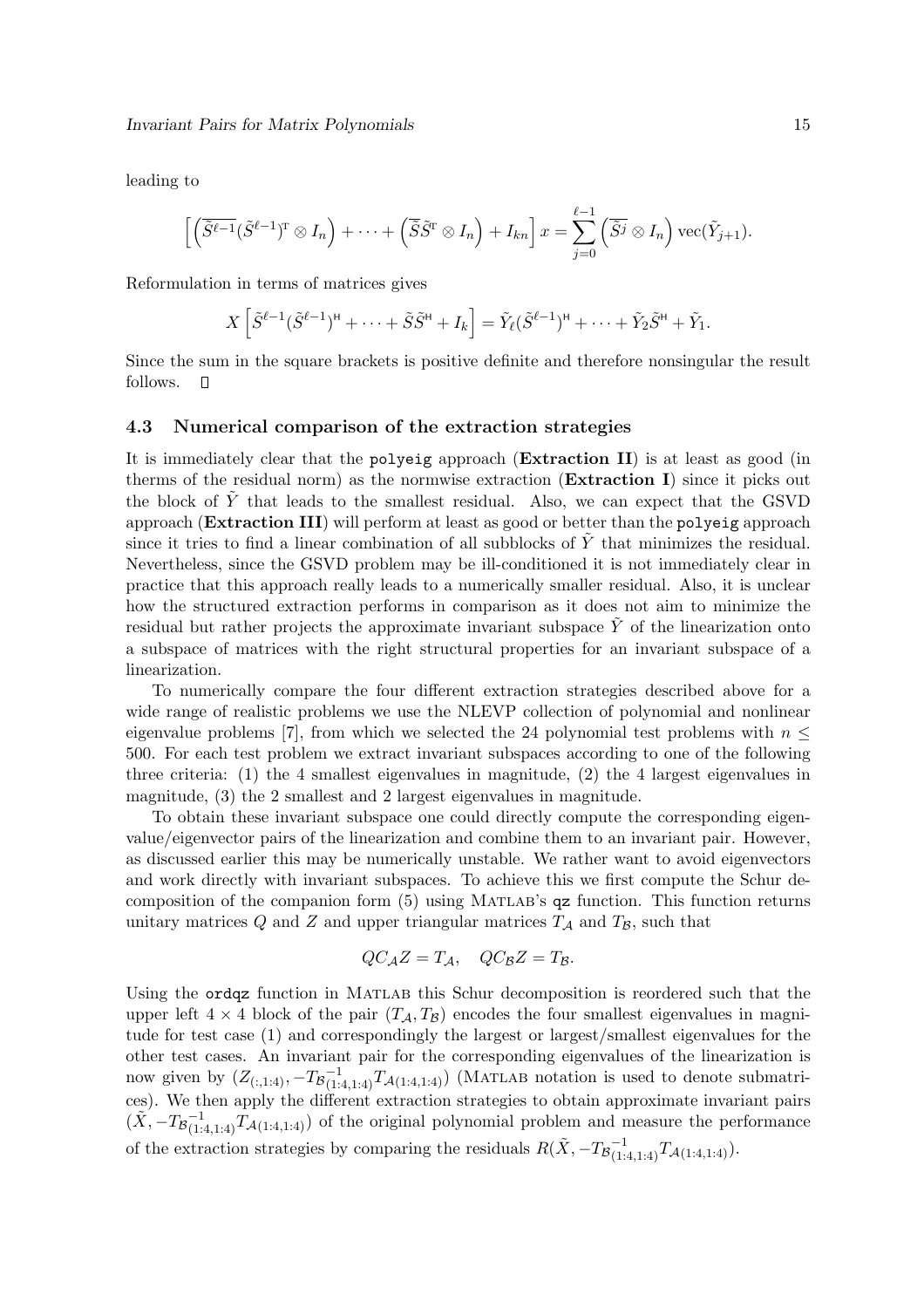leading to

$$\Big[\Big(\overline{\tilde{S}^{\ell-1}}(\tilde{S}^{\ell-1})^{\mathrm{T}} \otimes I_n\Big) + \cdots + \Big(\overline{\tilde{S}}\tilde{S}^{\mathrm{T}} \otimes I_n\Big) + I_{kn}\Big]\, x = \sum_{j=0}^{\ell-1} \Big(\overline{\tilde{S}^j} \otimes I_n\Big)\,\mathrm{vec}(\tilde{Y}_{j+1}).$$

Reformulation in terms of matrices gives

$$X\Big[\tilde{S}^{\ell-1}(\tilde{S}^{\ell-1})^{\mathsf{H}} + \cdots + \tilde{S}\tilde{S}^{\mathsf{H}} + I_k\Big] = \tilde{Y}_\ell(\tilde{S}^{\ell-1})^{\mathsf{H}} + \cdots + \tilde{Y}_2\tilde{S}^{\mathsf{H}} + \tilde{Y}_1.$$

Since the sum in the square brackets is positive definite and therefore nonsingular the result follows. ◻

### 4.3 Numerical comparison of the extraction strategies

It is immediately clear that the `polyeig` approach (**Extraction II**) is at least as good (in therms of the residual norm) as the normwise extraction (**Extraction I**) since it picks out the block of $\tilde{Y}$ that leads to the smallest residual. Also, we can expect that the GSVD approach (**Extraction III**) will perform at least as good or better than the `polyeig` approach since it tries to find a linear combination of all subblocks of $\tilde{Y}$ that minimizes the residual. Nevertheless, since the GSVD problem may be ill-conditioned it is not immediately clear in practice that this approach really leads to a numerically smaller residual. Also, it is unclear how the structured extraction performs in comparison as it does not aim to minimize the residual but rather projects the approximate invariant subspace $\tilde{Y}$ of the linearization onto a subspace of matrices with the right structural properties for an invariant subspace of a linearization.

To numerically compare the four different extraction strategies described above for a wide range of realistic problems we use the NLEVP collection of polynomial and nonlinear eigenvalue problems [7], from which we selected the 24 polynomial test problems with $n \leq 500$. For each test problem we extract invariant subspaces according to one of the following three criteria: (1) the 4 smallest eigenvalues in magnitude, (2) the 4 largest eigenvalues in magnitude, (3) the 2 smallest and 2 largest eigenvalues in magnitude.

To obtain these invariant subspace one could directly compute the corresponding eigenvalue/eigenvector pairs of the linearization and combine them to an invariant pair. However, as discussed earlier this may be numerically unstable. We rather want to avoid eigenvectors and work directly with invariant subspaces. To achieve this we first compute the Schur decomposition of the companion form (5) using MATLAB's `qz` function. This function returns unitary matrices $Q$ and $Z$ and upper triangular matrices $T_{\mathcal{A}}$ and $T_{\mathcal{B}}$, such that

$$QC_{\mathcal{A}}Z = T_{\mathcal{A}}, \quad QC_{\mathcal{B}}Z = T_{\mathcal{B}}.$$

Using the `ordqz` function in MATLAB this Schur decomposition is reordered such that the upper left $4 \times 4$ block of the pair $(T_{\mathcal{A}}, T_{\mathcal{B}})$ encodes the four smallest eigenvalues in magnitude for test case (1) and correspondingly the largest or largest/smallest eigenvalues for the other test cases. An invariant pair for the corresponding eigenvalues of the linearization is now given by $(Z_{(:,1:4)}, -T_{\mathcal{B}}{}_{(1:4,1:4)}^{-1}T_{\mathcal{A}(1:4,1:4)})$ (MATLAB notation is used to denote submatrices). We then apply the different extraction strategies to obtain approximate invariant pairs $(\tilde{X}, -T_{\mathcal{B}}{}_{(1:4,1:4)}^{-1}T_{\mathcal{A}(1:4,1:4)})$ of the original polynomial problem and measure the performance of the extraction strategies by comparing the residuals $R(\tilde{X}, -T_{\mathcal{B}}{}_{(1:4,1:4)}^{-1}T_{\mathcal{A}(1:4,1:4)})$.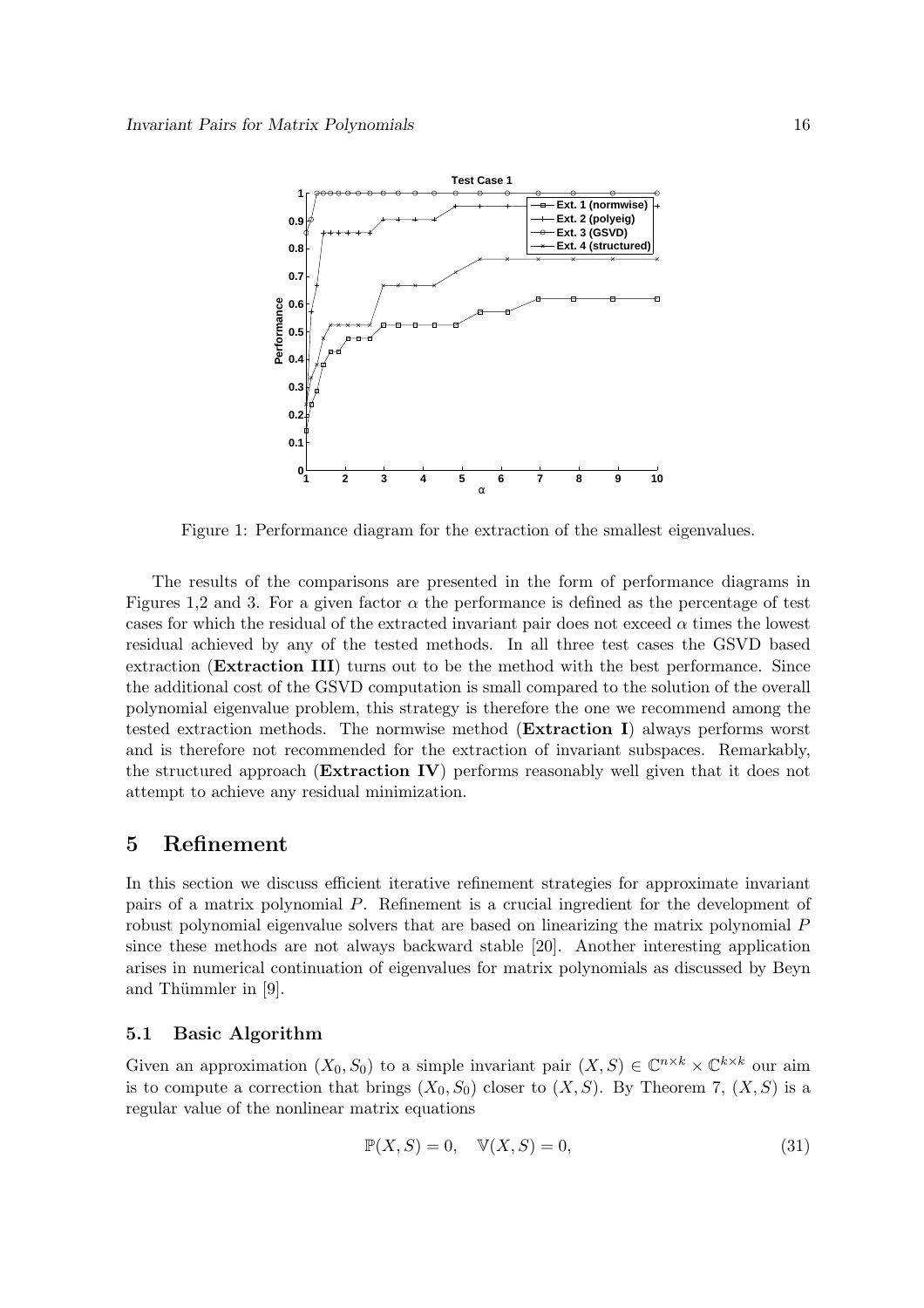Figure 1: Performance diagram for the extraction of the smallest eigenvalues.

The results of the comparisons are presented in the form of performance diagrams in Figures 1,2 and 3. For a given factor $\alpha$ the performance is defined as the percentage of test cases for which the residual of the extracted invariant pair does not exceed $\alpha$ times the lowest residual achieved by any of the tested methods. In all three test cases the GSVD based extraction (**Extraction III**) turns out to be the method with the best performance. Since the additional cost of the GSVD computation is small compared to the solution of the overall polynomial eigenvalue problem, this strategy is therefore the one we recommend among the tested extraction methods. The normwise method (**Extraction I**) always performs worst and is therefore not recommended for the extraction of invariant subspaces. Remarkably, the structured approach (**Extraction IV**) performs reasonably well given that it does not attempt to achieve any residual minimization.

# 5 Refinement

In this section we discuss efficient iterative refinement strategies for approximate invariant pairs of a matrix polynomial $P$. Refinement is a crucial ingredient for the development of robust polynomial eigenvalue solvers that are based on linearizing the matrix polynomial $P$ since these methods are not always backward stable [20]. Another interesting application arises in numerical continuation of eigenvalues for matrix polynomials as discussed by Beyn and Thümmler in [9].

## 5.1 Basic Algorithm

Given an approximation $(X_0, S_0)$ to a simple invariant pair $(X, S) \in \mathbb{C}^{n\times k} \times \mathbb{C}^{k\times k}$ our aim is to compute a correction that brings $(X_0, S_0)$ closer to $(X, S)$. By Theorem 7, $(X, S)$ is a regular value of the nonlinear matrix equations

$$\mathbb{P}(X, S) = 0, \quad \mathbb{V}(X, S) = 0, \tag{31}$$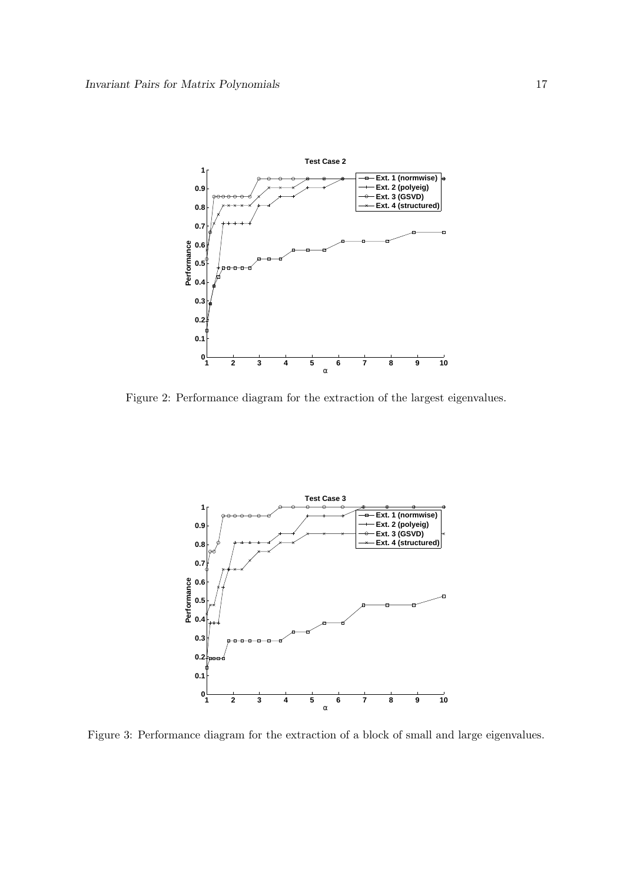Figure 2: Performance diagram for the extraction of the largest eigenvalues.

Figure 3: Performance diagram for the extraction of a block of small and large eigenvalues.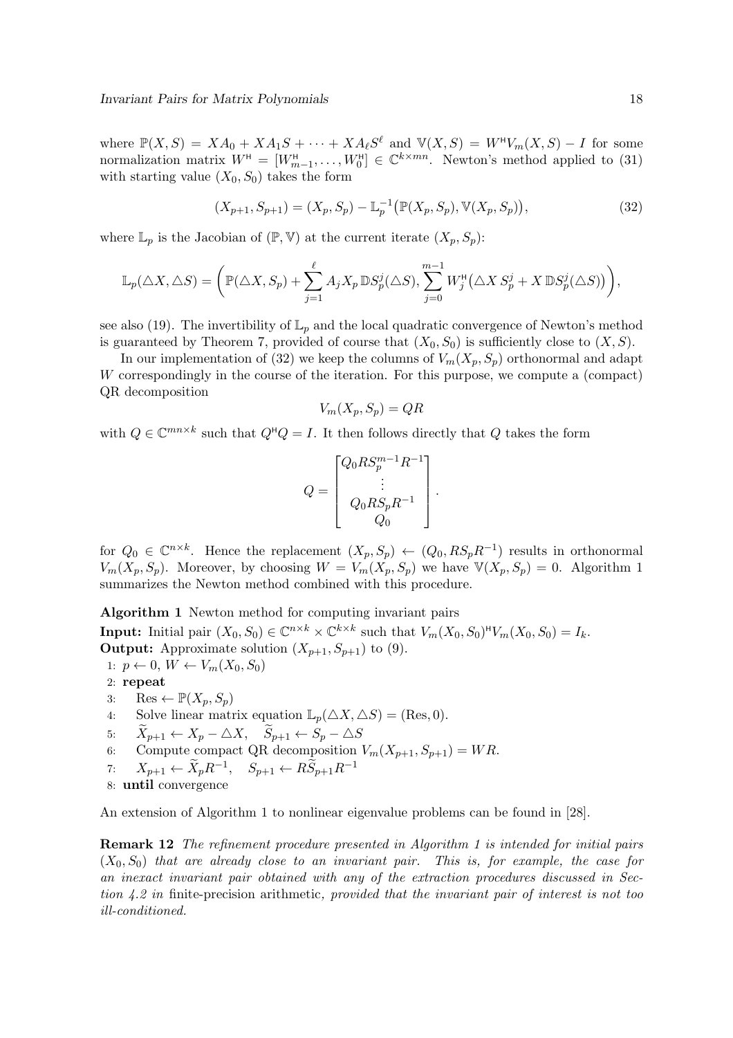where $\mathbb{P}(X,S) = XA_0 + XA_1S + \cdots + XA_\ell S^\ell$ and $\mathbb{V}(X,S) = W^{\mathsf{H}}V_m(X,S) - I$ for some normalization matrix $W^{\mathsf{H}} = [W_{m-1}^{\mathsf{H}}, \ldots, W_0^{\mathsf{H}}] \in \mathbb{C}^{k\times mn}$. Newton's method applied to (31) with starting value $(X_0, S_0)$ takes the form

$$(X_{p+1}, S_{p+1}) = (X_p, S_p) - \mathbb{L}_p^{-1}\big(\mathbb{P}(X_p, S_p), \mathbb{V}(X_p, S_p)\big), \tag{32}$$

where $\mathbb{L}_p$ is the Jacobian of $(\mathbb{P}, \mathbb{V})$ at the current iterate $(X_p, S_p)$:

$$\mathbb{L}_p(\triangle X, \triangle S) = \left(\mathbb{P}(\triangle X, S_p) + \sum_{j=1}^{\ell} A_j X_p \, \mathbb{D}S_p^j(\triangle S), \sum_{j=0}^{m-1} W_j^{\mathsf{H}}\big(\triangle X\, S_p^j + X\, \mathbb{D}S_p^j(\triangle S)\big)\right),$$

see also (19). The invertibility of $\mathbb{L}_p$ and the local quadratic convergence of Newton's method is guaranteed by Theorem 7, provided of course that $(X_0, S_0)$ is sufficiently close to $(X, S)$.

In our implementation of (32) we keep the columns of $V_m(X_p, S_p)$ orthonormal and adapt $W$ correspondingly in the course of the iteration. For this purpose, we compute a (compact) QR decomposition

$$V_m(X_p, S_p) = QR$$

with $Q \in \mathbb{C}^{mn\times k}$ such that $Q^{\mathsf{H}}Q = I$. It then follows directly that $Q$ takes the form

$$Q = \begin{bmatrix} Q_0 R S_p^{m-1} R^{-1} \\ \vdots \\ Q_0 R S_p R^{-1} \\ Q_0 \end{bmatrix}.$$

for $Q_0 \in \mathbb{C}^{n\times k}$. Hence the replacement $(X_p, S_p) \leftarrow (Q_0, RS_pR^{-1})$ results in orthonormal $V_m(X_p, S_p)$. Moreover, by choosing $W = V_m(X_p, S_p)$ we have $\mathbb{V}(X_p, S_p) = 0$. Algorithm 1 summarizes the Newton method combined with this procedure.

**Algorithm 1** Newton method for computing invariant pairs

**Input:** Initial pair $(X_0, S_0) \in \mathbb{C}^{n\times k} \times \mathbb{C}^{k\times k}$ such that $V_m(X_0, S_0)^{\mathsf{H}} V_m(X_0, S_0) = I_k$.
**Output:** Approximate solution $(X_{p+1}, S_{p+1})$ to (9).

1: $p \leftarrow 0$, $W \leftarrow V_m(X_0, S_0)$
2: **repeat**
3: $\quad$ $\mathrm{Res} \leftarrow \mathbb{P}(X_p, S_p)$
4: $\quad$ Solve linear matrix equation $\mathbb{L}_p(\triangle X, \triangle S) = (\mathrm{Res}, 0)$.
5: $\quad$ $\widetilde{X}_{p+1} \leftarrow X_p - \triangle X, \quad \widetilde{S}_{p+1} \leftarrow S_p - \triangle S$
6: $\quad$ Compute compact QR decomposition $V_m(X_{p+1}, S_{p+1}) = WR$.
7: $\quad$ $X_{p+1} \leftarrow \widetilde{X}_p R^{-1}, \quad S_{p+1} \leftarrow R\widetilde{S}_{p+1}R^{-1}$
8: **until** convergence

An extension of Algorithm 1 to nonlinear eigenvalue problems can be found in [28].

**Remark 12** *The refinement procedure presented in Algorithm 1 is intended for initial pairs $(X_0, S_0)$ that are already close to an invariant pair. This is, for example, the case for an inexact invariant pair obtained with any of the extraction procedures discussed in Section 4.2 in* finite-precision arithmetic*, provided that the invariant pair of interest is not too ill-conditioned.*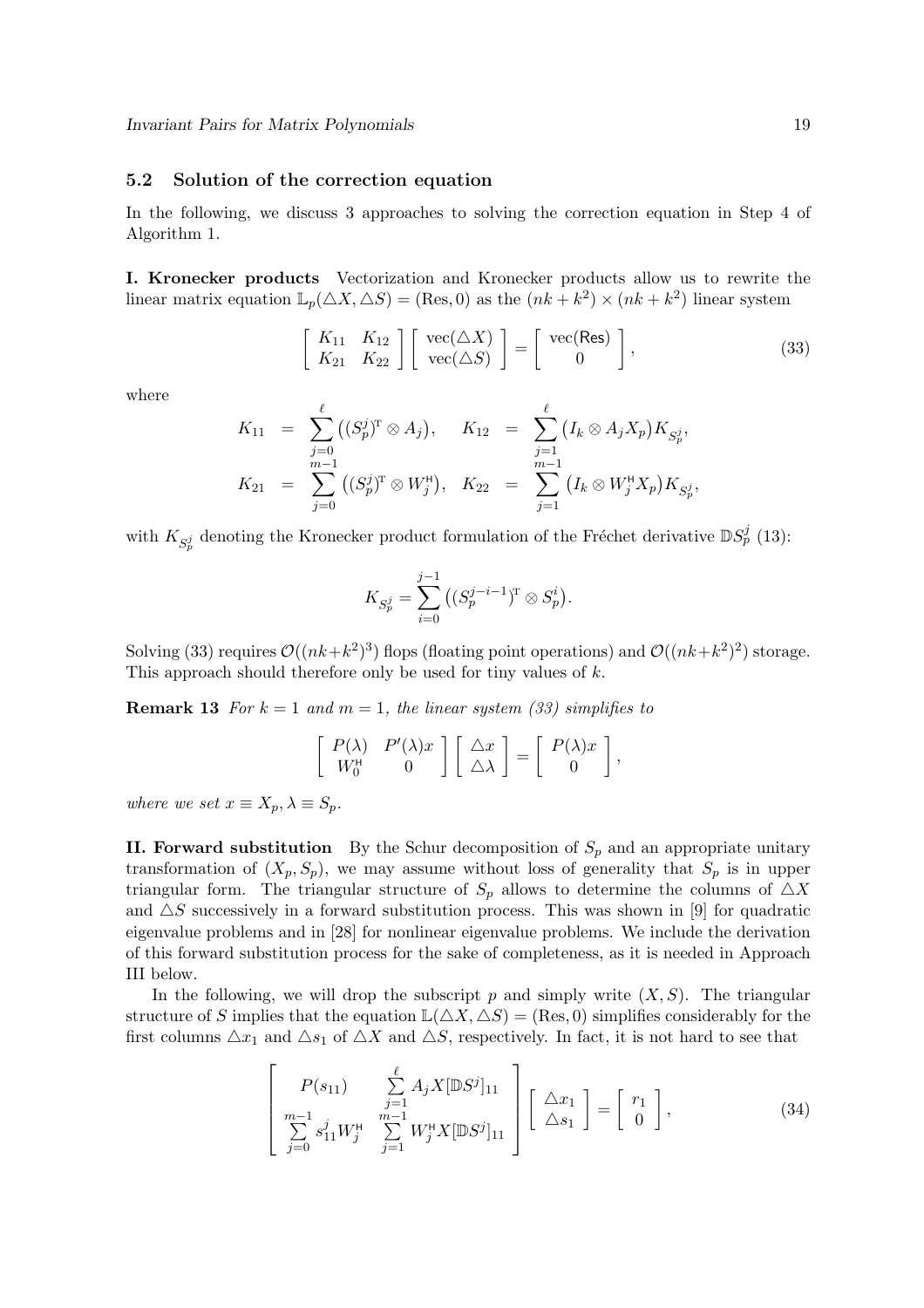### 5.2 Solution of the correction equation

In the following, we discuss 3 approaches to solving the correction equation in Step 4 of Algorithm 1.

**I. Kronecker products** Vectorization and Kronecker products allow us to rewrite the linear matrix equation $\mathbb{L}_p(\triangle X, \triangle S) = (\mathrm{Res}, 0)$ as the $(nk + k^2) \times (nk + k^2)$ linear system

$$\begin{bmatrix} K_{11} & K_{12} \\ K_{21} & K_{22} \end{bmatrix} \begin{bmatrix} \mathrm{vec}(\triangle X) \\ \mathrm{vec}(\triangle S) \end{bmatrix} = \begin{bmatrix} \mathrm{vec}(\mathsf{Res}) \\ 0 \end{bmatrix}, \tag{33}$$

where

$$\begin{aligned} K_{11} &= \sum_{j=0}^{\ell} \big( (S_p^j)^{\mathrm{T}} \otimes A_j \big), & K_{12} &= \sum_{j=1}^{\ell} \big( I_k \otimes A_j X_p \big) K_{S_p^j}, \\ K_{21} &= \sum_{j=0}^{m-1} \big( (S_p^j)^{\mathrm{T}} \otimes W_j^{\mathsf{H}} \big), & K_{22} &= \sum_{j=1}^{m-1} \big( I_k \otimes W_j^{\mathsf{H}} X_p \big) K_{S_p^j}, \end{aligned}$$

with $K_{S_p^j}$ denoting the Kronecker product formulation of the Fréchet derivative $\mathbb{D}S_p^j$ (13):

$$K_{S_p^j} = \sum_{i=0}^{j-1} \big( (S_p^{j-i-1})^{\mathrm{T}} \otimes S_p^i \big).$$

Solving (33) requires $\mathcal{O}((nk+k^2)^3)$ flops (floating point operations) and $\mathcal{O}((nk+k^2)^2)$ storage. This approach should therefore only be used for tiny values of $k$.

**Remark 13** *For $k = 1$ and $m = 1$, the linear system (33) simplifies to*

$$\begin{bmatrix} P(\lambda) & P'(\lambda)x \\ W_0^{\mathsf{H}} & 0 \end{bmatrix} \begin{bmatrix} \triangle x \\ \triangle \lambda \end{bmatrix} = \begin{bmatrix} P(\lambda)x \\ 0 \end{bmatrix},$$

*where we set $x \equiv X_p, \lambda \equiv S_p$.*

**II. Forward substitution** By the Schur decomposition of $S_p$ and an appropriate unitary transformation of $(X_p, S_p)$, we may assume without loss of generality that $S_p$ is in upper triangular form. The triangular structure of $S_p$ allows to determine the columns of $\triangle X$ and $\triangle S$ successively in a forward substitution process. This was shown in [9] for quadratic eigenvalue problems and in [28] for nonlinear eigenvalue problems. We include the derivation of this forward substitution process for the sake of completeness, as it is needed in Approach III below.

In the following, we will drop the subscript $p$ and simply write $(X, S)$. The triangular structure of $S$ implies that the equation $\mathbb{L}(\triangle X, \triangle S) = (\mathrm{Res}, 0)$ simplifies considerably for the first columns $\triangle x_1$ and $\triangle s_1$ of $\triangle X$ and $\triangle S$, respectively. In fact, it is not hard to see that

$$\begin{bmatrix} P(s_{11}) & \sum\limits_{j=1}^{\ell} A_j X [\mathbb{D}S^j]_{11} \\ \sum\limits_{j=0}^{m-1} s_{11}^j W_j^{\mathsf{H}} & \sum\limits_{j=1}^{m-1} W_j^{\mathsf{H}} X [\mathbb{D}S^j]_{11} \end{bmatrix} \begin{bmatrix} \triangle x_1 \\ \triangle s_1 \end{bmatrix} = \begin{bmatrix} r_1 \\ 0 \end{bmatrix}, \tag{34}$$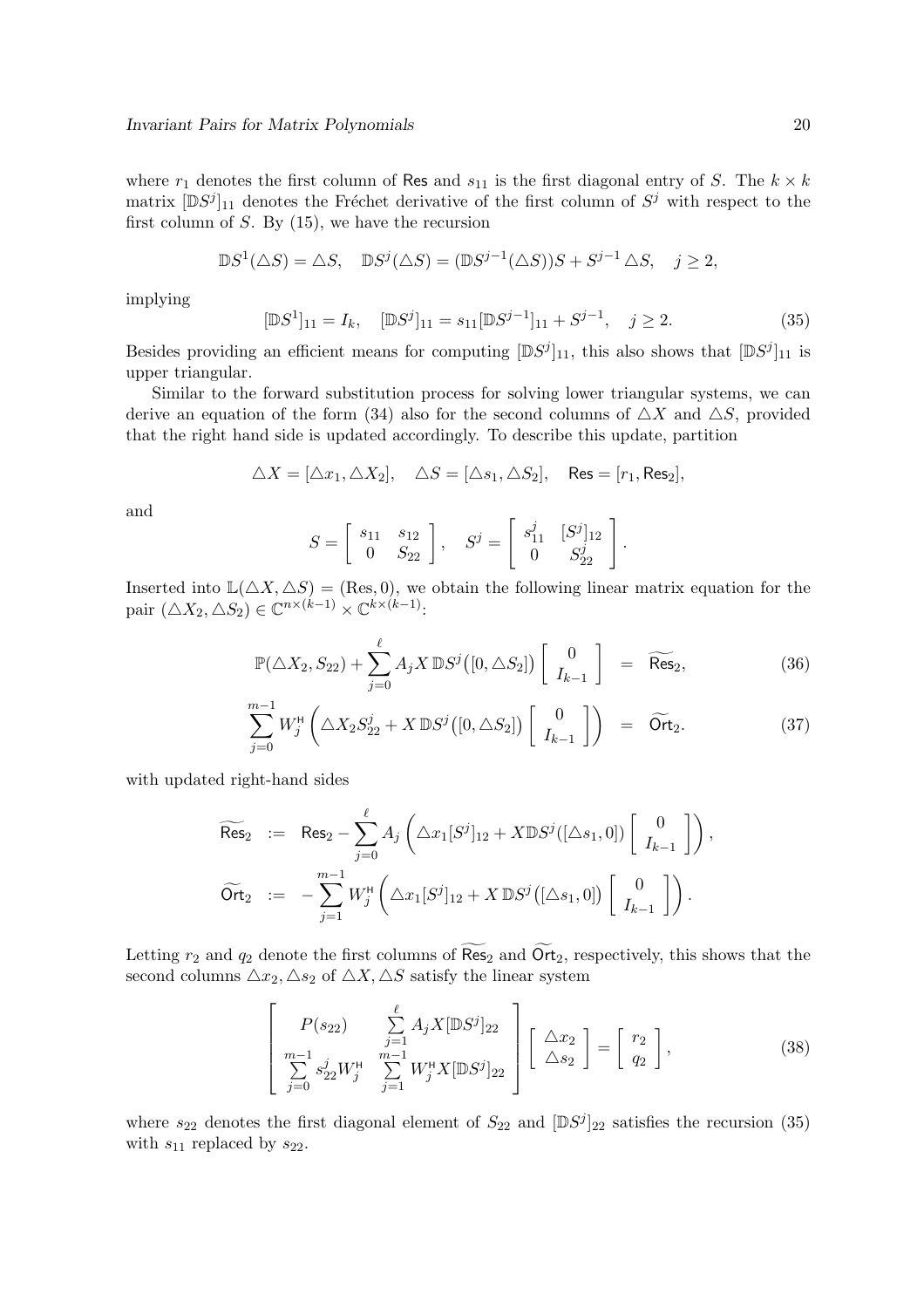where $r_1$ denotes the first column of $\mathsf{Res}$ and $s_{11}$ is the first diagonal entry of $S$. The $k \times k$ matrix $[\mathbb{D}S^j]_{11}$ denotes the Fréchet derivative of the first column of $S^j$ with respect to the first column of $S$. By (15), we have the recursion

$$\mathbb{D}S^1(\triangle S) = \triangle S, \quad \mathbb{D}S^j(\triangle S) = (\mathbb{D}S^{j-1}(\triangle S))S + S^{j-1}\,\triangle S, \quad j \geq 2,$$

implying

$$[\mathbb{D}S^1]_{11} = I_k, \quad [\mathbb{D}S^j]_{11} = s_{11}[\mathbb{D}S^{j-1}]_{11} + S^{j-1}, \quad j \geq 2. \tag{35}$$

Besides providing an efficient means for computing $[\mathbb{D}S^j]_{11}$, this also shows that $[\mathbb{D}S^j]_{11}$ is upper triangular.

Similar to the forward substitution process for solving lower triangular systems, we can derive an equation of the form (34) also for the second columns of $\triangle X$ and $\triangle S$, provided that the right hand side is updated accordingly. To describe this update, partition

$$\triangle X = [\triangle x_1, \triangle X_2], \quad \triangle S = [\triangle s_1, \triangle S_2], \quad \mathsf{Res} = [r_1, \mathsf{Res}_2],$$

and

$$S = \begin{bmatrix} s_{11} & s_{12} \\ 0 & S_{22} \end{bmatrix}, \quad S^j = \begin{bmatrix} s_{11}^j & [S^j]_{12} \\ 0 & S_{22}^j \end{bmatrix}.$$

Inserted into $\mathbb{L}(\triangle X, \triangle S) = (\mathrm{Res}, 0)$, we obtain the following linear matrix equation for the pair $(\triangle X_2, \triangle S_2) \in \mathbb{C}^{n\times(k-1)} \times \mathbb{C}^{k\times(k-1)}$:

$$\mathbb{P}(\triangle X_2, S_{22}) + \sum_{j=0}^{\ell} A_j X\, \mathbb{D}S^j\big([0, \triangle S_2]\big) \begin{bmatrix} 0 \\ I_{k-1} \end{bmatrix} \;=\; \widetilde{\mathsf{Res}}_2, \tag{36}$$

$$\sum_{j=0}^{m-1} W_j^{\mathsf{H}} \left( \triangle X_2 S_{22}^j + X\, \mathbb{D}S^j\big([0, \triangle S_2]\big) \begin{bmatrix} 0 \\ I_{k-1} \end{bmatrix} \right) \;=\; \widetilde{\mathsf{Ort}}_2. \tag{37}$$

with updated right-hand sides

$$\begin{aligned} \widetilde{\mathsf{Res}}_2 \;&:=\; \mathsf{Res}_2 - \sum_{j=0}^{\ell} A_j \left( \triangle x_1 [S^j]_{12} + X \mathbb{D}S^j([\triangle s_1, 0]) \begin{bmatrix} 0 \\ I_{k-1} \end{bmatrix} \right), \\ \widetilde{\mathsf{Ort}}_2 \;&:=\; -\sum_{j=1}^{m-1} W_j^{\mathsf{H}} \left( \triangle x_1 [S^j]_{12} + X\, \mathbb{D}S^j\big([\triangle s_1, 0]\big) \begin{bmatrix} 0 \\ I_{k-1} \end{bmatrix} \right). \end{aligned}$$

Letting $r_2$ and $q_2$ denote the first columns of $\widetilde{\mathsf{Res}}_2$ and $\widetilde{\mathsf{Ort}}_2$, respectively, this shows that the second columns $\triangle x_2, \triangle s_2$ of $\triangle X, \triangle S$ satisfy the linear system

$$\begin{bmatrix} P(s_{22}) & \sum\limits_{j=1}^{\ell} A_j X [\mathbb{D}S^j]_{22} \\ \sum\limits_{j=0}^{m-1} s_{22}^j W_j^{\mathsf{H}} & \sum\limits_{j=1}^{m-1} W_j^{\mathsf{H}} X [\mathbb{D}S^j]_{22} \end{bmatrix} \begin{bmatrix} \triangle x_2 \\ \triangle s_2 \end{bmatrix} = \begin{bmatrix} r_2 \\ q_2 \end{bmatrix}, \tag{38}$$

where $s_{22}$ denotes the first diagonal element of $S_{22}$ and $[\mathbb{D}S^j]_{22}$ satisfies the recursion (35) with $s_{11}$ replaced by $s_{22}$.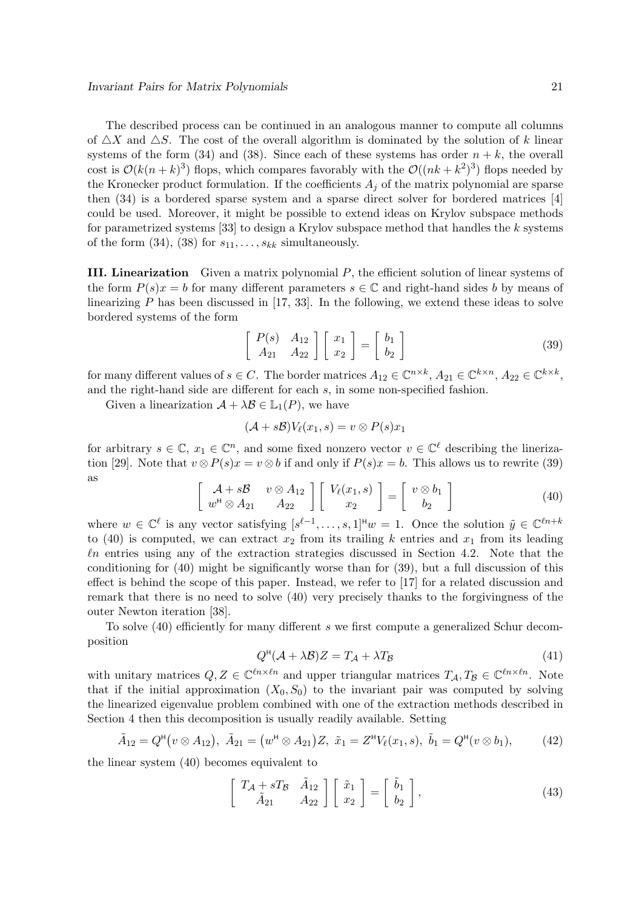The described process can be continued in an analogous manner to compute all columns of $\triangle X$ and $\triangle S$. The cost of the overall algorithm is dominated by the solution of $k$ linear systems of the form (34) and (38). Since each of these systems has order $n+k$, the overall cost is $\mathcal{O}(k(n+k)^3)$ flops, which compares favorably with the $\mathcal{O}((nk+k^2)^3)$ flops needed by the Kronecker product formulation. If the coefficients $A_j$ of the matrix polynomial are sparse then (34) is a bordered sparse system and a sparse direct solver for bordered matrices [4] could be used. Moreover, it might be possible to extend ideas on Krylov subspace methods for parametrized systems [33] to design a Krylov subspace method that handles the $k$ systems of the form (34), (38) for $s_{11}, \ldots, s_{kk}$ simultaneously.

**III. Linearization** Given a matrix polynomial $P$, the efficient solution of linear systems of the form $P(s)x = b$ for many different parameters $s \in \mathbb{C}$ and right-hand sides $b$ by means of linearizing $P$ has been discussed in [17, 33]. In the following, we extend these ideas to solve bordered systems of the form

$$\begin{bmatrix} P(s) & A_{12} \\ A_{21} & A_{22} \end{bmatrix} \begin{bmatrix} x_1 \\ x_2 \end{bmatrix} = \begin{bmatrix} b_1 \\ b_2 \end{bmatrix} \tag{39}$$

for many different values of $s \in C$. The border matrices $A_{12} \in \mathbb{C}^{n\times k}$, $A_{21} \in \mathbb{C}^{k\times n}$, $A_{22} \in \mathbb{C}^{k\times k}$, and the right-hand side are different for each $s$, in some non-specified fashion.

Given a linearization $\mathcal{A} + \lambda\mathcal{B} \in \mathbb{L}_1(P)$, we have

$$(\mathcal{A} + s\mathcal{B})V_\ell(x_1, s) = v \otimes P(s)x_1$$

for arbitrary $s \in \mathbb{C}$, $x_1 \in \mathbb{C}^n$, and some fixed nonzero vector $v \in \mathbb{C}^\ell$ describing the lineriza-tion [29]. Note that $v \otimes P(s)x = v \otimes b$ if and only if $P(s)x = b$. This allows us to rewrite (39) as

$$\begin{bmatrix} \mathcal{A} + s\mathcal{B} & v \otimes A_{12} \\ w^{\mathsf{H}} \otimes A_{21} & A_{22} \end{bmatrix} \begin{bmatrix} V_\ell(x_1, s) \\ x_2 \end{bmatrix} = \begin{bmatrix} v \otimes b_1 \\ b_2 \end{bmatrix} \tag{40}$$

where $w \in \mathbb{C}^\ell$ is any vector satisfying $[s^{\ell-1}, \ldots, s, 1]^{\mathsf{H}} w = 1$. Once the solution $\tilde{y} \in \mathbb{C}^{\ell n+k}$ to (40) is computed, we can extract $x_2$ from its trailing $k$ entries and $x_1$ from its leading $\ell n$ entries using any of the extraction strategies discussed in Section 4.2. Note that the conditioning for (40) might be significantly worse than for (39), but a full discussion of this effect is behind the scope of this paper. Instead, we refer to [17] for a related discussion and remark that there is no need to solve (40) very precisely thanks to the forgivingness of the outer Newton iteration [38].

To solve (40) efficiently for many different $s$ we first compute a generalized Schur decomposition

$$Q^{\mathsf{H}}(\mathcal{A} + \lambda\mathcal{B})Z = T_{\mathcal{A}} + \lambda T_{\mathcal{B}} \tag{41}$$

with unitary matrices $Q, Z \in \mathbb{C}^{\ell n\times \ell n}$ and upper triangular matrices $T_{\mathcal{A}}, T_{\mathcal{B}} \in \mathbb{C}^{\ell n\times \ell n}$. Note that if the initial approximation $(X_0, S_0)$ to the invariant pair was computed by solving the linearized eigenvalue problem combined with one of the extraction methods described in Section 4 then this decomposition is usually readily available. Setting

$$\tilde{A}_{12} = Q^{\mathsf{H}}\big(v \otimes A_{12}\big),\ \tilde{A}_{21} = \big(w^{\mathsf{H}} \otimes A_{21}\big)Z,\ \tilde{x}_1 = Z^{\mathsf{H}} V_\ell(x_1, s),\ \tilde{b}_1 = Q^{\mathsf{H}}(v \otimes b_1), \tag{42}$$

the linear system (40) becomes equivalent to

$$\begin{bmatrix} T_{\mathcal{A}} + sT_{\mathcal{B}} & \tilde{A}_{12} \\ \tilde{A}_{21} & A_{22} \end{bmatrix} \begin{bmatrix} \tilde{x}_1 \\ x_2 \end{bmatrix} = \begin{bmatrix} \tilde{b}_1 \\ b_2 \end{bmatrix}, \tag{43}$$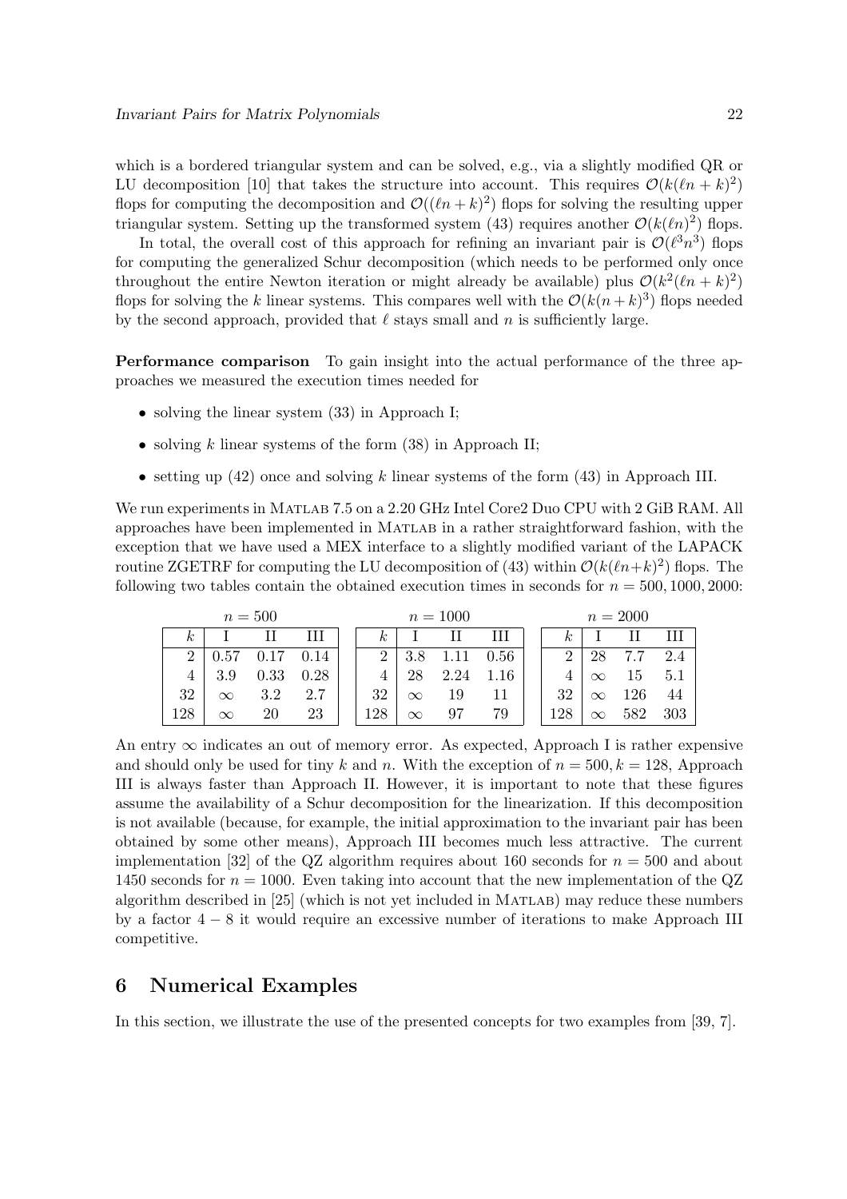which is a bordered triangular system and can be solved, e.g., via a slightly modified QR or LU decomposition [10] that takes the structure into account. This requires $\mathcal{O}(k(\ell n + k)^2)$ flops for computing the decomposition and $\mathcal{O}((\ell n + k)^2)$ flops for solving the resulting upper triangular system. Setting up the transformed system (43) requires another $\mathcal{O}(k(\ell n)^2)$ flops.

In total, the overall cost of this approach for refining an invariant pair is $\mathcal{O}(\ell^3 n^3)$ flops for computing the generalized Schur decomposition (which needs to be performed only once throughout the entire Newton iteration or might already be available) plus $\mathcal{O}(k^2(\ell n + k)^2)$ flops for solving the $k$ linear systems. This compares well with the $\mathcal{O}(k(n + k)^3)$ flops needed by the second approach, provided that $\ell$ stays small and $n$ is sufficiently large.

**Performance comparison** To gain insight into the actual performance of the three approaches we measured the execution times needed for

- solving the linear system (33) in Approach I;
- solving $k$ linear systems of the form (38) in Approach II;
- setting up (42) once and solving $k$ linear systems of the form (43) in Approach III.

We run experiments in Matlab 7.5 on a 2.20 GHz Intel Core2 Duo CPU with 2 GiB RAM. All approaches have been implemented in Matlab in a rather straightforward fashion, with the exception that we have used a MEX interface to a slightly modified variant of the LAPACK routine ZGETRF for computing the LU decomposition of (43) within $\mathcal{O}(k(\ell n+k)^2)$ flops. The following two tables contain the obtained execution times in seconds for $n = 500, 1000, 2000$:

$n = 500$

| $k$ | I | II | III |
|---|---|---|---|
| 2 | 0.57 | 0.17 | 0.14 |
| 4 | 3.9 | 0.33 | 0.28 |
| 32 | $\infty$ | 3.2 | 2.7 |
| 128 | $\infty$ | 20 | 23 |

$n = 1000$

| $k$ | I | II | III |
|---|---|---|---|
| 2 | 3.8 | 1.11 | 0.56 |
| 4 | 28 | 2.24 | 1.16 |
| 32 | $\infty$ | 19 | 11 |
| 128 | $\infty$ | 97 | 79 |

$n = 2000$

| $k$ | I | II | III |
|---|---|---|---|
| 2 | 28 | 7.7 | 2.4 |
| 4 | $\infty$ | 15 | 5.1 |
| 32 | $\infty$ | 126 | 44 |
| 128 | $\infty$ | 582 | 303 |

An entry $\infty$ indicates an out of memory error. As expected, Approach I is rather expensive and should only be used for tiny $k$ and $n$. With the exception of $n = 500, k = 128$, Approach III is always faster than Approach II. However, it is important to note that these figures assume the availability of a Schur decomposition for the linearization. If this decomposition is not available (because, for example, the initial approximation to the invariant pair has been obtained by some other means), Approach III becomes much less attractive. The current implementation [32] of the QZ algorithm requires about 160 seconds for $n = 500$ and about 1450 seconds for $n = 1000$. Even taking into account that the new implementation of the QZ algorithm described in [25] (which is not yet included in Matlab) may reduce these numbers by a factor $4 - 8$ it would require an excessive number of iterations to make Approach III competitive.

## 6 Numerical Examples

In this section, we illustrate the use of the presented concepts for two examples from [39, 7].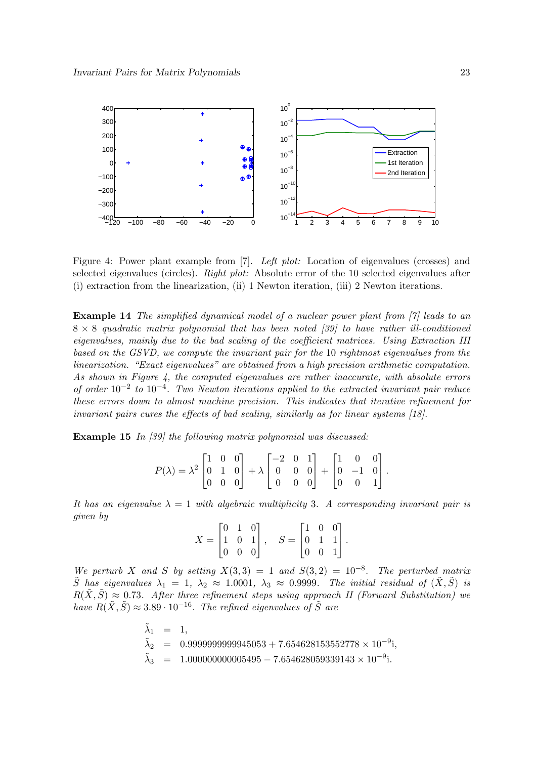Figure 4: Power plant example from [7]. *Left plot:* Location of eigenvalues (crosses) and selected eigenvalues (circles). *Right plot:* Absolute error of the 10 selected eigenvalues after (i) extraction from the linearization, (ii) 1 Newton iteration, (iii) 2 Newton iterations.

**Example 14** *The simplified dynamical model of a nuclear power plant from [7] leads to an $8 \times 8$ quadratic matrix polynomial that has been noted [39] to have rather ill-conditioned eigenvalues, mainly due to the bad scaling of the coefficient matrices. Using Extraction III based on the GSVD, we compute the invariant pair for the 10 rightmost eigenvalues from the linearization. "Exact eigenvalues" are obtained from a high precision arithmetic computation. As shown in Figure 4, the computed eigenvalues are rather inaccurate, with absolute errors of order $10^{-2}$ to $10^{-4}$. Two Newton iterations applied to the extracted invariant pair reduce these errors down to almost machine precision. This indicates that iterative refinement for invariant pairs cures the effects of bad scaling, similarly as for linear systems [18].*

**Example 15** *In [39] the following matrix polynomial was discussed:*

$$P(\lambda) = \lambda^2 \begin{bmatrix} 1 & 0 & 0 \\ 0 & 1 & 0 \\ 0 & 0 & 0 \end{bmatrix} + \lambda \begin{bmatrix} -2 & 0 & 1 \\ 0 & 0 & 0 \\ 0 & 0 & 0 \end{bmatrix} + \begin{bmatrix} 1 & 0 & 0 \\ 0 & -1 & 0 \\ 0 & 0 & 1 \end{bmatrix}.$$

*It has an eigenvalue $\lambda = 1$ with algebraic multiplicity 3. A corresponding invariant pair is given by*

$$X = \begin{bmatrix} 0 & 1 & 0 \\ 1 & 0 & 1 \\ 0 & 0 & 0 \end{bmatrix}, \quad S = \begin{bmatrix} 1 & 0 & 0 \\ 0 & 1 & 1 \\ 0 & 0 & 1 \end{bmatrix}.$$

*We perturb $X$ and $S$ by setting $X(3,3) = 1$ and $S(3,2) = 10^{-8}$. The perturbed matrix $\tilde{S}$ has eigenvalues $\lambda_1 = 1$, $\lambda_2 \approx 1.0001$, $\lambda_3 \approx 0.9999$. The initial residual of $(\tilde{X}, \tilde{S})$ is $R(\tilde{X}, \tilde{S}) \approx 0.73$. After three refinement steps using approach II (Forward Substitution) we have $R(\tilde{X}, \tilde{S}) \approx 3.89 \cdot 10^{-16}$. The refined eigenvalues of $\tilde{S}$ are*

$$\begin{aligned} \tilde{\lambda}_1 &= 1, \\ \tilde{\lambda}_2 &= 0.9999999999945053 + 7.654628153552778 \times 10^{-9}\mathrm{i}, \\ \tilde{\lambda}_3 &= 1.000000000005495 - 7.654628059339143 \times 10^{-9}\mathrm{i}. \end{aligned}$$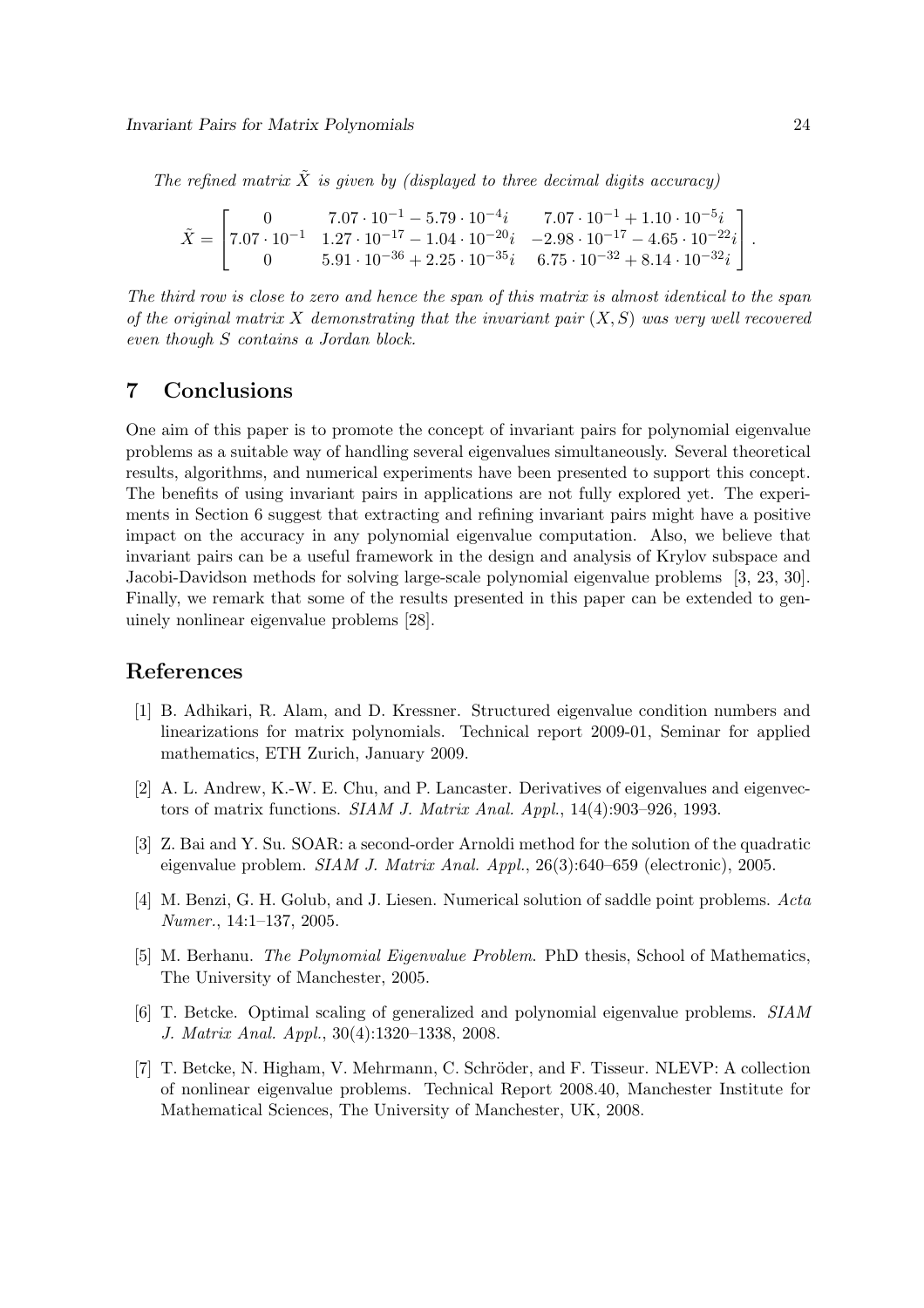*The refined matrix $\tilde{X}$ is given by (displayed to three decimal digits accuracy)*

$$\tilde{X} = \begin{bmatrix} 0 & 7.07 \cdot 10^{-1} - 5.79 \cdot 10^{-4}i & 7.07 \cdot 10^{-1} + 1.10 \cdot 10^{-5}i \\ 7.07 \cdot 10^{-1} & 1.27 \cdot 10^{-17} - 1.04 \cdot 10^{-20}i & -2.98 \cdot 10^{-17} - 4.65 \cdot 10^{-22}i \\ 0 & 5.91 \cdot 10^{-36} + 2.25 \cdot 10^{-35}i & 6.75 \cdot 10^{-32} + 8.14 \cdot 10^{-32}i \end{bmatrix}.$$

*The third row is close to zero and hence the span of this matrix is almost identical to the span of the original matrix $X$ demonstrating that the invariant pair $(X, S)$ was very well recovered even though $S$ contains a Jordan block.*

## 7 Conclusions

One aim of this paper is to promote the concept of invariant pairs for polynomial eigenvalue problems as a suitable way of handling several eigenvalues simultaneously. Several theoretical results, algorithms, and numerical experiments have been presented to support this concept. The benefits of using invariant pairs in applications are not fully explored yet. The experiments in Section 6 suggest that extracting and refining invariant pairs might have a positive impact on the accuracy in any polynomial eigenvalue computation. Also, we believe that invariant pairs can be a useful framework in the design and analysis of Krylov subspace and Jacobi-Davidson methods for solving large-scale polynomial eigenvalue problems [3, 23, 30]. Finally, we remark that some of the results presented in this paper can be extended to genuinely nonlinear eigenvalue problems [28].

## References

[1] B. Adhikari, R. Alam, and D. Kressner. Structured eigenvalue condition numbers and linearizations for matrix polynomials. Technical report 2009-01, Seminar for applied mathematics, ETH Zurich, January 2009.

[2] A. L. Andrew, K.-W. E. Chu, and P. Lancaster. Derivatives of eigenvalues and eigenvectors of matrix functions. *SIAM J. Matrix Anal. Appl.*, 14(4):903–926, 1993.

[3] Z. Bai and Y. Su. SOAR: a second-order Arnoldi method for the solution of the quadratic eigenvalue problem. *SIAM J. Matrix Anal. Appl.*, 26(3):640–659 (electronic), 2005.

[4] M. Benzi, G. H. Golub, and J. Liesen. Numerical solution of saddle point problems. *Acta Numer.*, 14:1–137, 2005.

[5] M. Berhanu. *The Polynomial Eigenvalue Problem*. PhD thesis, School of Mathematics, The University of Manchester, 2005.

[6] T. Betcke. Optimal scaling of generalized and polynomial eigenvalue problems. *SIAM J. Matrix Anal. Appl.*, 30(4):1320–1338, 2008.

[7] T. Betcke, N. Higham, V. Mehrmann, C. Schröder, and F. Tisseur. NLEVP: A collection of nonlinear eigenvalue problems. Technical Report 2008.40, Manchester Institute for Mathematical Sciences, The University of Manchester, UK, 2008.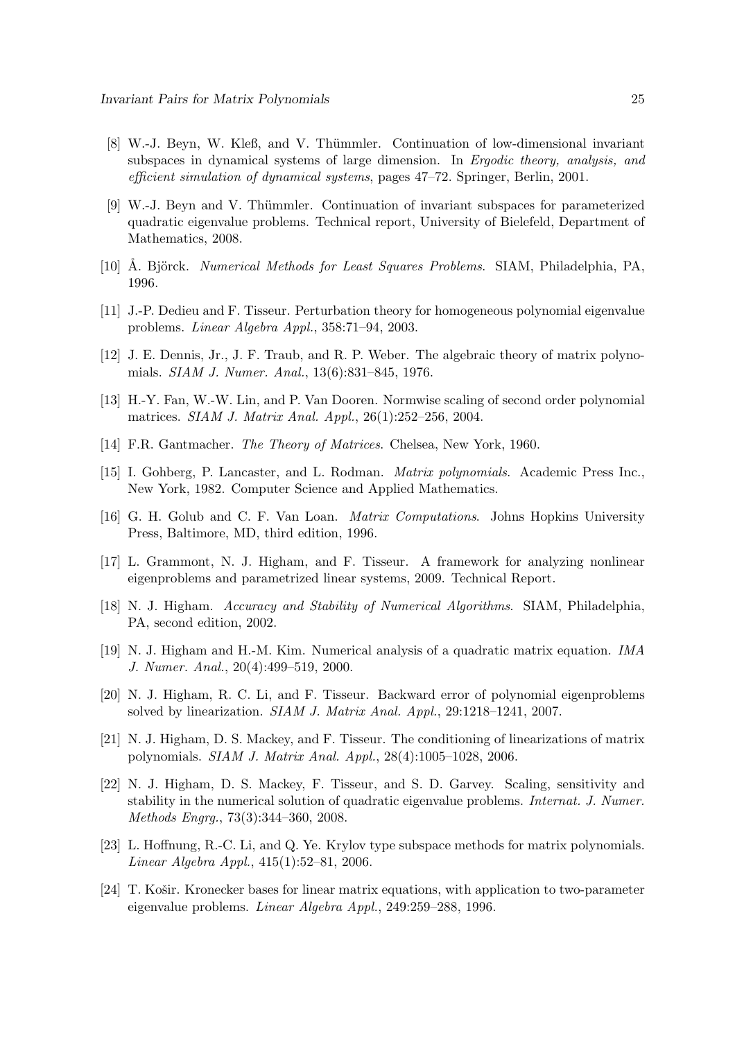[8] W.-J. Beyn, W. Kleß, and V. Thümmler. Continuation of low-dimensional invariant subspaces in dynamical systems of large dimension. In *Ergodic theory, analysis, and efficient simulation of dynamical systems*, pages 47–72. Springer, Berlin, 2001.

[9] W.-J. Beyn and V. Thümmler. Continuation of invariant subspaces for parameterized quadratic eigenvalue problems. Technical report, University of Bielefeld, Department of Mathematics, 2008.

[10] Å. Björck. *Numerical Methods for Least Squares Problems*. SIAM, Philadelphia, PA, 1996.

[11] J.-P. Dedieu and F. Tisseur. Perturbation theory for homogeneous polynomial eigenvalue problems. *Linear Algebra Appl.*, 358:71–94, 2003.

[12] J. E. Dennis, Jr., J. F. Traub, and R. P. Weber. The algebraic theory of matrix polynomials. *SIAM J. Numer. Anal.*, 13(6):831–845, 1976.

[13] H.-Y. Fan, W.-W. Lin, and P. Van Dooren. Normwise scaling of second order polynomial matrices. *SIAM J. Matrix Anal. Appl.*, 26(1):252–256, 2004.

[14] F.R. Gantmacher. *The Theory of Matrices*. Chelsea, New York, 1960.

[15] I. Gohberg, P. Lancaster, and L. Rodman. *Matrix polynomials*. Academic Press Inc., New York, 1982. Computer Science and Applied Mathematics.

[16] G. H. Golub and C. F. Van Loan. *Matrix Computations*. Johns Hopkins University Press, Baltimore, MD, third edition, 1996.

[17] L. Grammont, N. J. Higham, and F. Tisseur. A framework for analyzing nonlinear eigenproblems and parametrized linear systems, 2009. Technical Report.

[18] N. J. Higham. *Accuracy and Stability of Numerical Algorithms*. SIAM, Philadelphia, PA, second edition, 2002.

[19] N. J. Higham and H.-M. Kim. Numerical analysis of a quadratic matrix equation. *IMA J. Numer. Anal.*, 20(4):499–519, 2000.

[20] N. J. Higham, R. C. Li, and F. Tisseur. Backward error of polynomial eigenproblems solved by linearization. *SIAM J. Matrix Anal. Appl.*, 29:1218–1241, 2007.

[21] N. J. Higham, D. S. Mackey, and F. Tisseur. The conditioning of linearizations of matrix polynomials. *SIAM J. Matrix Anal. Appl.*, 28(4):1005–1028, 2006.

[22] N. J. Higham, D. S. Mackey, F. Tisseur, and S. D. Garvey. Scaling, sensitivity and stability in the numerical solution of quadratic eigenvalue problems. *Internat. J. Numer. Methods Engrg.*, 73(3):344–360, 2008.

[23] L. Hoffnung, R.-C. Li, and Q. Ye. Krylov type subspace methods for matrix polynomials. *Linear Algebra Appl.*, 415(1):52–81, 2006.

[24] T. Košir. Kronecker bases for linear matrix equations, with application to two-parameter eigenvalue problems. *Linear Algebra Appl.*, 249:259–288, 1996.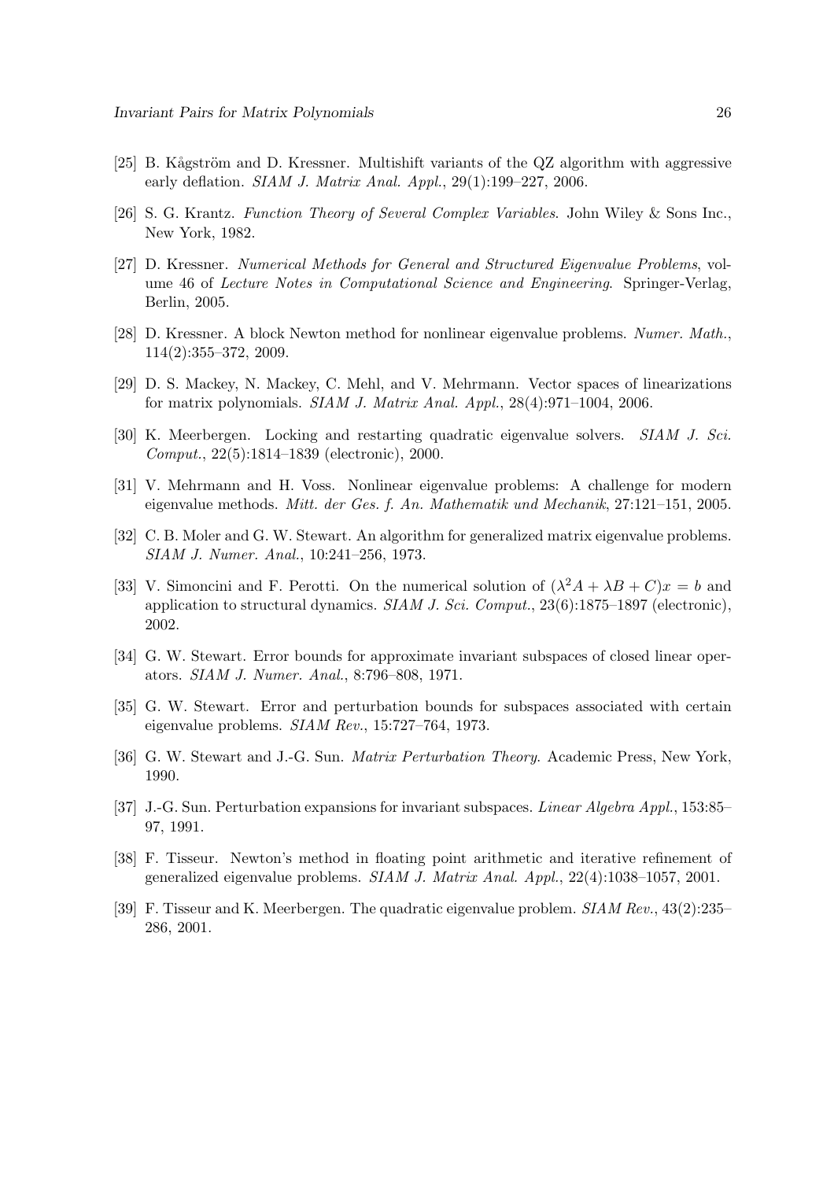[25] B. Kågström and D. Kressner. Multishift variants of the QZ algorithm with aggressive early deflation. *SIAM J. Matrix Anal. Appl.*, 29(1):199–227, 2006.

[26] S. G. Krantz. *Function Theory of Several Complex Variables*. John Wiley & Sons Inc., New York, 1982.

[27] D. Kressner. *Numerical Methods for General and Structured Eigenvalue Problems*, volume 46 of *Lecture Notes in Computational Science and Engineering*. Springer-Verlag, Berlin, 2005.

[28] D. Kressner. A block Newton method for nonlinear eigenvalue problems. *Numer. Math.*, 114(2):355–372, 2009.

[29] D. S. Mackey, N. Mackey, C. Mehl, and V. Mehrmann. Vector spaces of linearizations for matrix polynomials. *SIAM J. Matrix Anal. Appl.*, 28(4):971–1004, 2006.

[30] K. Meerbergen. Locking and restarting quadratic eigenvalue solvers. *SIAM J. Sci. Comput.*, 22(5):1814–1839 (electronic), 2000.

[31] V. Mehrmann and H. Voss. Nonlinear eigenvalue problems: A challenge for modern eigenvalue methods. *Mitt. der Ges. f. An. Mathematik und Mechanik*, 27:121–151, 2005.

[32] C. B. Moler and G. W. Stewart. An algorithm for generalized matrix eigenvalue problems. *SIAM J. Numer. Anal.*, 10:241–256, 1973.

[33] V. Simoncini and F. Perotti. On the numerical solution of $(\lambda^2 A + \lambda B + C)x = b$ and application to structural dynamics. *SIAM J. Sci. Comput.*, 23(6):1875–1897 (electronic), 2002.

[34] G. W. Stewart. Error bounds for approximate invariant subspaces of closed linear operators. *SIAM J. Numer. Anal.*, 8:796–808, 1971.

[35] G. W. Stewart. Error and perturbation bounds for subspaces associated with certain eigenvalue problems. *SIAM Rev.*, 15:727–764, 1973.

[36] G. W. Stewart and J.-G. Sun. *Matrix Perturbation Theory*. Academic Press, New York, 1990.

[37] J.-G. Sun. Perturbation expansions for invariant subspaces. *Linear Algebra Appl.*, 153:85–97, 1991.

[38] F. Tisseur. Newton's method in floating point arithmetic and iterative refinement of generalized eigenvalue problems. *SIAM J. Matrix Anal. Appl.*, 22(4):1038–1057, 2001.

[39] F. Tisseur and K. Meerbergen. The quadratic eigenvalue problem. *SIAM Rev.*, 43(2):235–286, 2001.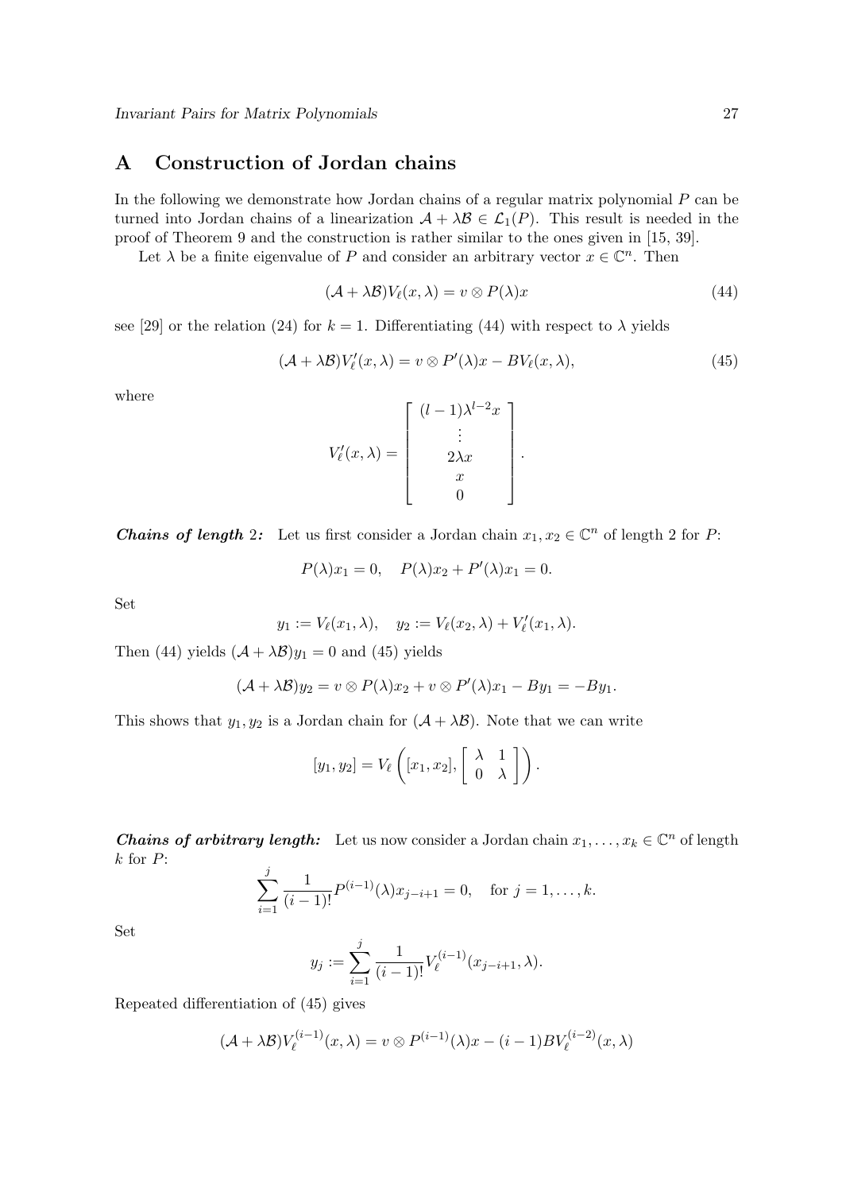## A Construction of Jordan chains

In the following we demonstrate how Jordan chains of a regular matrix polynomial $P$ can be turned into Jordan chains of a linearization $\mathcal{A} + \lambda\mathcal{B} \in \mathcal{L}_1(P)$. This result is needed in the proof of Theorem 9 and the construction is rather similar to the ones given in [15, 39].

Let $\lambda$ be a finite eigenvalue of $P$ and consider an arbitrary vector $x \in \mathbb{C}^n$. Then

$$(\mathcal{A} + \lambda\mathcal{B})V_\ell(x, \lambda) = v \otimes P(\lambda)x \tag{44}$$

see [29] or the relation (24) for $k = 1$. Differentiating (44) with respect to $\lambda$ yields

$$(\mathcal{A} + \lambda\mathcal{B})V_\ell'(x, \lambda) = v \otimes P'(\lambda)x - BV_\ell(x, \lambda), \tag{45}$$

where

$$V_\ell'(x, \lambda) = \begin{bmatrix} (l-1)\lambda^{l-2}x \\ \vdots \\ 2\lambda x \\ x \\ 0 \end{bmatrix}.$$

***Chains of length* 2*:*** Let us first consider a Jordan chain $x_1, x_2 \in \mathbb{C}^n$ of length 2 for $P$:

$$P(\lambda)x_1 = 0, \quad P(\lambda)x_2 + P'(\lambda)x_1 = 0.$$

Set

$$y_1 := V_\ell(x_1, \lambda), \quad y_2 := V_\ell(x_2, \lambda) + V_\ell'(x_1, \lambda).$$

Then (44) yields $(\mathcal{A} + \lambda\mathcal{B})y_1 = 0$ and (45) yields

$$(\mathcal{A} + \lambda\mathcal{B})y_2 = v \otimes P(\lambda)x_2 + v \otimes P'(\lambda)x_1 - By_1 = -By_1.$$

This shows that $y_1, y_2$ is a Jordan chain for $(\mathcal{A} + \lambda\mathcal{B})$. Note that we can write

$$[y_1, y_2] = V_\ell\left([x_1, x_2], \begin{bmatrix} \lambda & 1 \\ 0 & \lambda \end{bmatrix}\right).$$

***Chains of arbitrary length:*** Let us now consider a Jordan chain $x_1, \ldots, x_k \in \mathbb{C}^n$ of length $k$ for $P$:

$$\sum_{i=1}^{j} \frac{1}{(i-1)!} P^{(i-1)}(\lambda)x_{j-i+1} = 0, \quad \text{for } j = 1, \ldots, k.$$

Set

$$y_j := \sum_{i=1}^{j} \frac{1}{(i-1)!} V_\ell^{(i-1)}(x_{j-i+1}, \lambda).$$

Repeated differentiation of (45) gives

$$(\mathcal{A} + \lambda\mathcal{B})V_\ell^{(i-1)}(x, \lambda) = v \otimes P^{(i-1)}(\lambda)x - (i-1)BV_\ell^{(i-2)}(x, \lambda)$$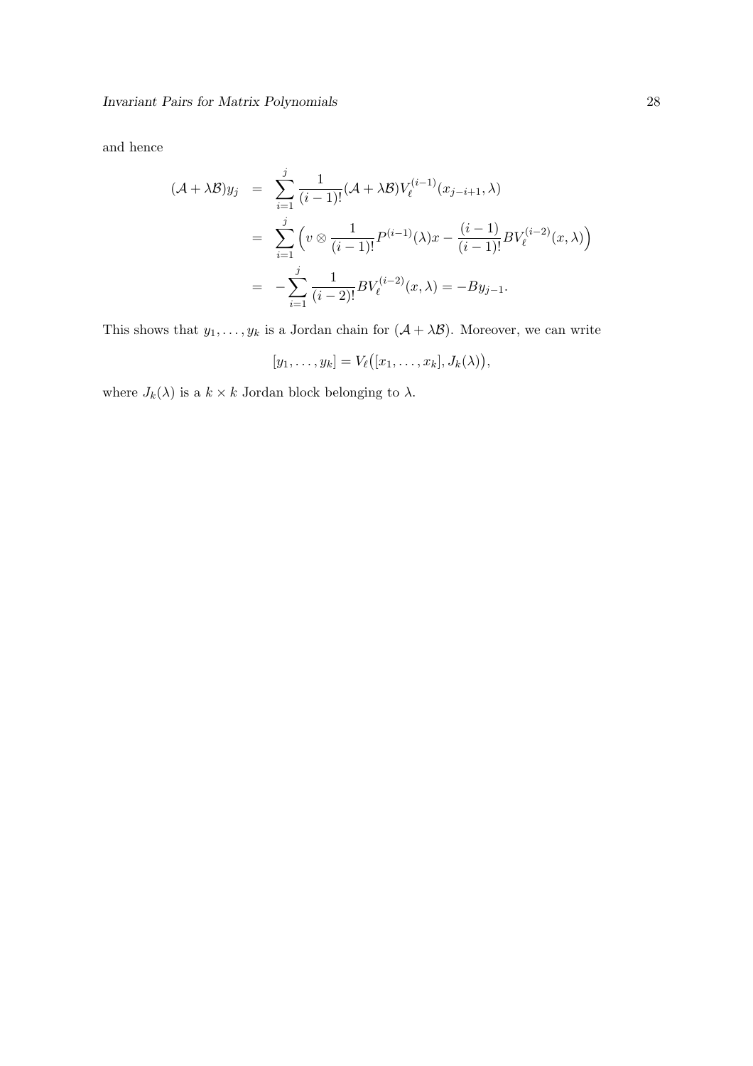and hence

$$
\begin{aligned}
(\mathcal{A}+\lambda\mathcal{B})y_j &= \sum_{i=1}^{j} \frac{1}{(i-1)!}(\mathcal{A}+\lambda\mathcal{B})V_\ell^{(i-1)}(x_{j-i+1},\lambda) \\
&= \sum_{i=1}^{j} \Big( v \otimes \frac{1}{(i-1)!}P^{(i-1)}(\lambda)x - \frac{(i-1)}{(i-1)!}BV_\ell^{(i-2)}(x,\lambda) \Big) \\
&= -\sum_{i=1}^{j} \frac{1}{(i-2)!}BV_\ell^{(i-2)}(x,\lambda) = -By_{j-1}.
\end{aligned}
$$

This shows that $y_1,\ldots,y_k$ is a Jordan chain for $(\mathcal{A}+\lambda\mathcal{B})$. Moreover, we can write

$$
[y_1,\ldots,y_k] = V_\ell\big([x_1,\ldots,x_k], J_k(\lambda)\big),
$$

where $J_k(\lambda)$ is a $k\times k$ Jordan block belonging to $\lambda$.